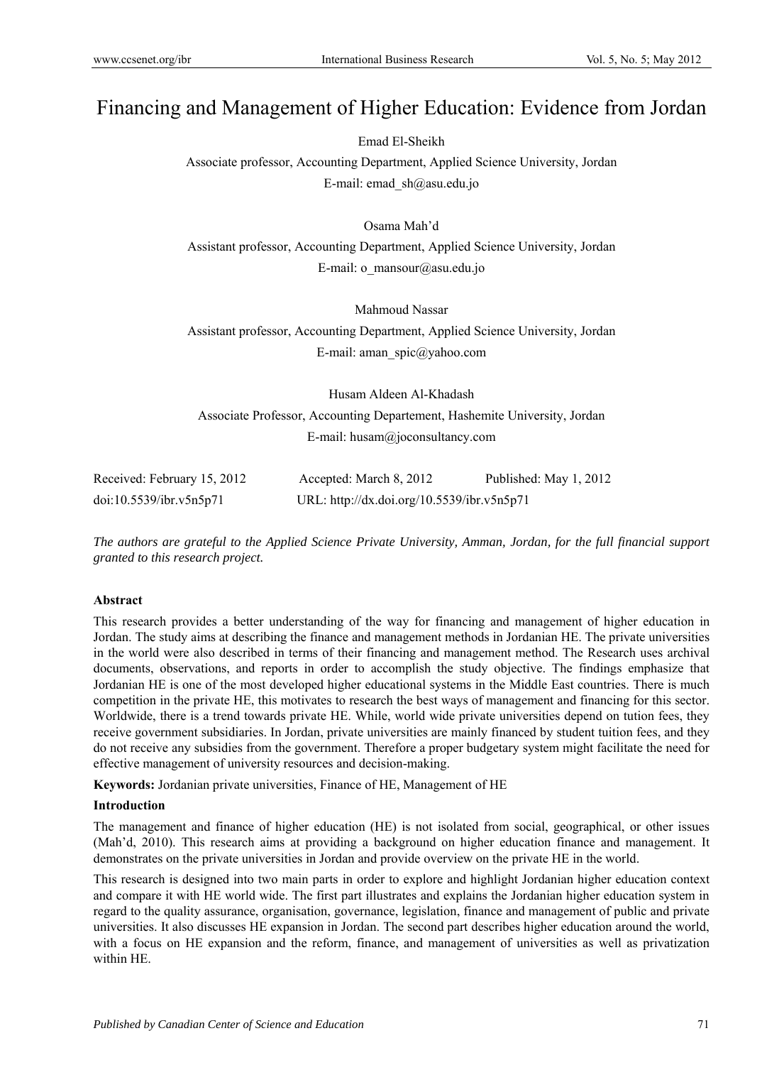# Financing and Management of Higher Education: Evidence from Jordan

Emad El-Sheikh

Associate professor, Accounting Department, Applied Science University, Jordan

E-mail: emad_sh@asu.edu.jo

Osama Mah'd

Assistant professor, Accounting Department, Applied Science University, Jordan

E-mail: o_mansour@asu.edu.jo

Mahmoud Nassar

Assistant professor, Accounting Department, Applied Science University, Jordan

E-mail: aman_spic@yahoo.com

Husam Aldeen Al-Khadash

Associate Professor, Accounting Departement, Hashemite University, Jordan

E-mail: husam@joconsultancy.com

Received: February 15, 2012 Accepted: March 8, 2012 Published: May 1, 2012

doi:10.5539/ibr.v5n5p71 URL: http://dx.doi.org/10.5539/ibr.v5n5p71

*The authors are grateful to the Applied Science Private University, Amman, Jordan, for the full financial support granted to this research project.*

**Abstract**

This research provides a better understanding of the way for financing and management of higher education in Jordan. The study aims at describing the finance and management methods in Jordanian HE. The private universities in the world were also described in terms of their financing and management method. The Research uses archival documents, observations, and reports in order to accomplish the study objective. The findings emphasize that Jordanian HE is one of the most developed higher educational systems in the Middle East countries. There is much competition in the private HE, this motivates to research the best ways of management and financing for this sector. Worldwide, there is a trend towards private HE. While, world wide private universities depend on tution fees, they receive government subsidiaries. In Jordan, private universities are mainly financed by student tuition fees, and they do not receive any subsidies from the government. Therefore a proper budgetary system might facilitate the need for effective management of university resources and decision-making.

**Keywords:** Jordanian private universities, Finance of HE, Management of HE

**Introduction**

The management and finance of higher education (HE) is not isolated from social, geographical, or other issues (Mah'd, 2010). This research aims at providing a background on higher education finance and management. It demonstrates on the private universities in Jordan and provide overview on the private HE in the world.

This research is designed into two main parts in order to explore and highlight Jordanian higher education context and compare it with HE world wide. The first part illustrates and explains the Jordanian higher education system in regard to the quality assurance, organisation, governance, legislation, finance and management of public and private universities. It also discusses HE expansion in Jordan. The second part describes higher education around the world, with a focus on HE expansion and the reform, finance, and management of universities as well as privatization within HE.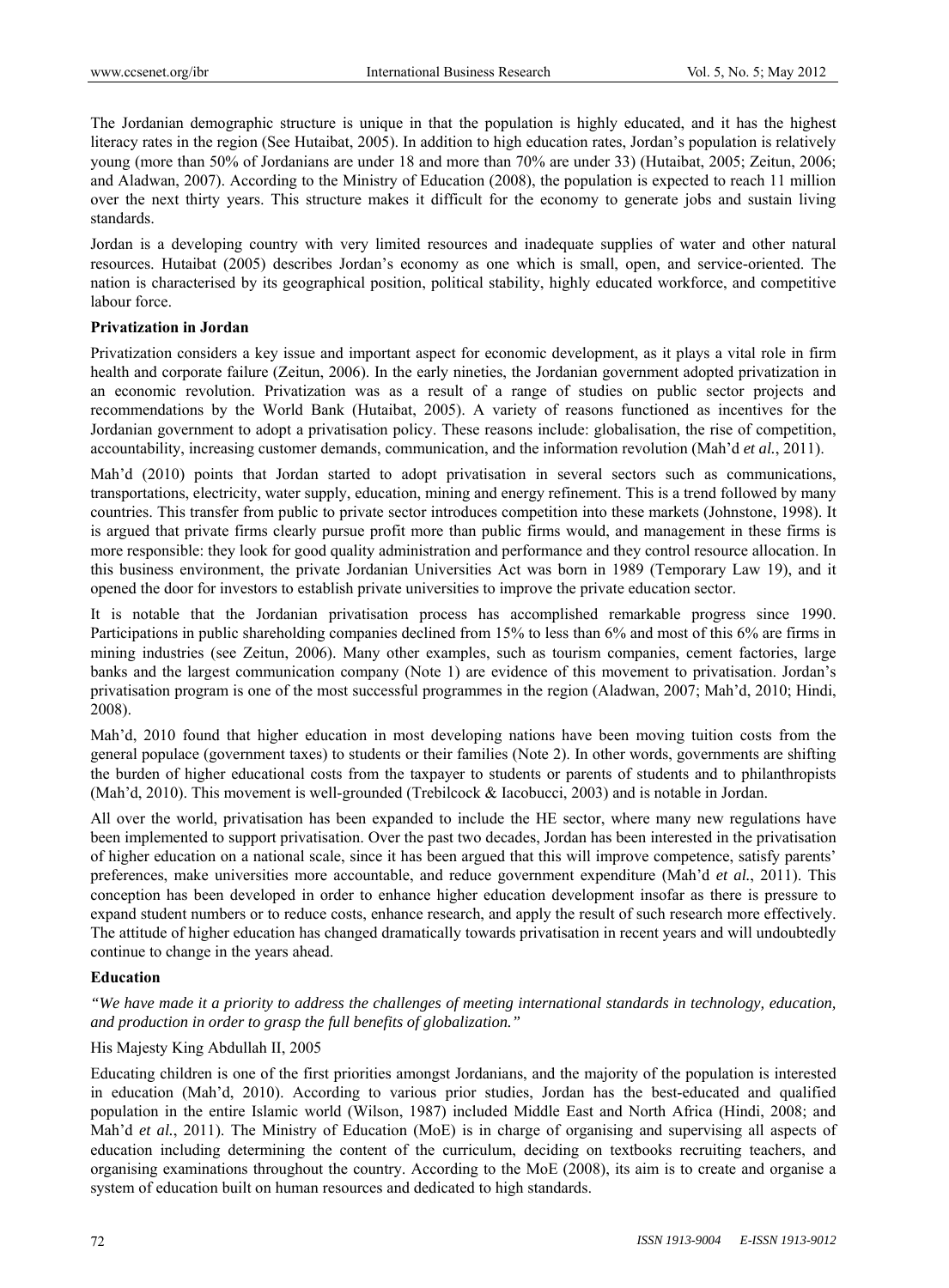The Jordanian demographic structure is unique in that the population is highly educated, and it has the highest literacy rates in the region (See Hutaibat, 2005). In addition to high education rates, Jordan's population is relatively young (more than 50% of Jordanians are under 18 and more than 70% are under 33) (Hutaibat, 2005; Zeitun, 2006; and Aladwan, 2007). According to the Ministry of Education (2008), the population is expected to reach 11 million over the next thirty years. This structure makes it difficult for the economy to generate jobs and sustain living standards.

Jordan is a developing country with very limited resources and inadequate supplies of water and other natural resources. Hutaibat (2005) describes Jordan's economy as one which is small, open, and service-oriented. The nation is characterised by its geographical position, political stability, highly educated workforce, and competitive labour force.

**Privatization in Jordan**

Privatization considers a key issue and important aspect for economic development, as it plays a vital role in firm health and corporate failure (Zeitun, 2006). In the early nineties, the Jordanian government adopted privatization in an economic revolution. Privatization was as a result of a range of studies on public sector projects and recommendations by the World Bank (Hutaibat, 2005). A variety of reasons functioned as incentives for the Jordanian government to adopt a privatisation policy. These reasons include: globalisation, the rise of competition, accountability, increasing customer demands, communication, and the information revolution (Mah'd *et al.*, 2011).

Mah'd (2010) points that Jordan started to adopt privatisation in several sectors such as communications, transportations, electricity, water supply, education, mining and energy refinement. This is a trend followed by many countries. This transfer from public to private sector introduces competition into these markets (Johnstone, 1998). It is argued that private firms clearly pursue profit more than public firms would, and management in these firms is more responsible: they look for good quality administration and performance and they control resource allocation. In this business environment, the private Jordanian Universities Act was born in 1989 (Temporary Law 19), and it opened the door for investors to establish private universities to improve the private education sector.

It is notable that the Jordanian privatisation process has accomplished remarkable progress since 1990. Participations in public shareholding companies declined from 15% to less than 6% and most of this 6% are firms in mining industries (see Zeitun, 2006). Many other examples, such as tourism companies, cement factories, large banks and the largest communication company (Note 1) are evidence of this movement to privatisation. Jordan's privatisation program is one of the most successful programmes in the region (Aladwan, 2007; Mah'd, 2010; Hindi, 2008).

Mah'd, 2010 found that higher education in most developing nations have been moving tuition costs from the general populace (government taxes) to students or their families (Note 2). In other words, governments are shifting the burden of higher educational costs from the taxpayer to students or parents of students and to philanthropists (Mah'd, 2010). This movement is well-grounded (Trebilcock & Iacobucci, 2003) and is notable in Jordan.

All over the world, privatisation has been expanded to include the HE sector, where many new regulations have been implemented to support privatisation. Over the past two decades, Jordan has been interested in the privatisation of higher education on a national scale, since it has been argued that this will improve competence, satisfy parents' preferences, make universities more accountable, and reduce government expenditure (Mah'd *et al.*, 2011). This conception has been developed in order to enhance higher education development insofar as there is pressure to expand student numbers or to reduce costs, enhance research, and apply the result of such research more effectively. The attitude of higher education has changed dramatically towards privatisation in recent years and will undoubtedly continue to change in the years ahead.

**Education**

*"We have made it a priority to address the challenges of meeting international standards in technology, education, and production in order to grasp the full benefits of globalization."*

His Majesty King Abdullah II, 2005

Educating children is one of the first priorities amongst Jordanians, and the majority of the population is interested in education (Mah'd, 2010). According to various prior studies, Jordan has the best-educated and qualified population in the entire Islamic world (Wilson, 1987) included Middle East and North Africa (Hindi, 2008; and Mah'd *et al.*, 2011). The Ministry of Education (MoE) is in charge of organising and supervising all aspects of education including determining the content of the curriculum, deciding on textbooks recruiting teachers, and organising examinations throughout the country. According to the MoE (2008), its aim is to create and organise a system of education built on human resources and dedicated to high standards.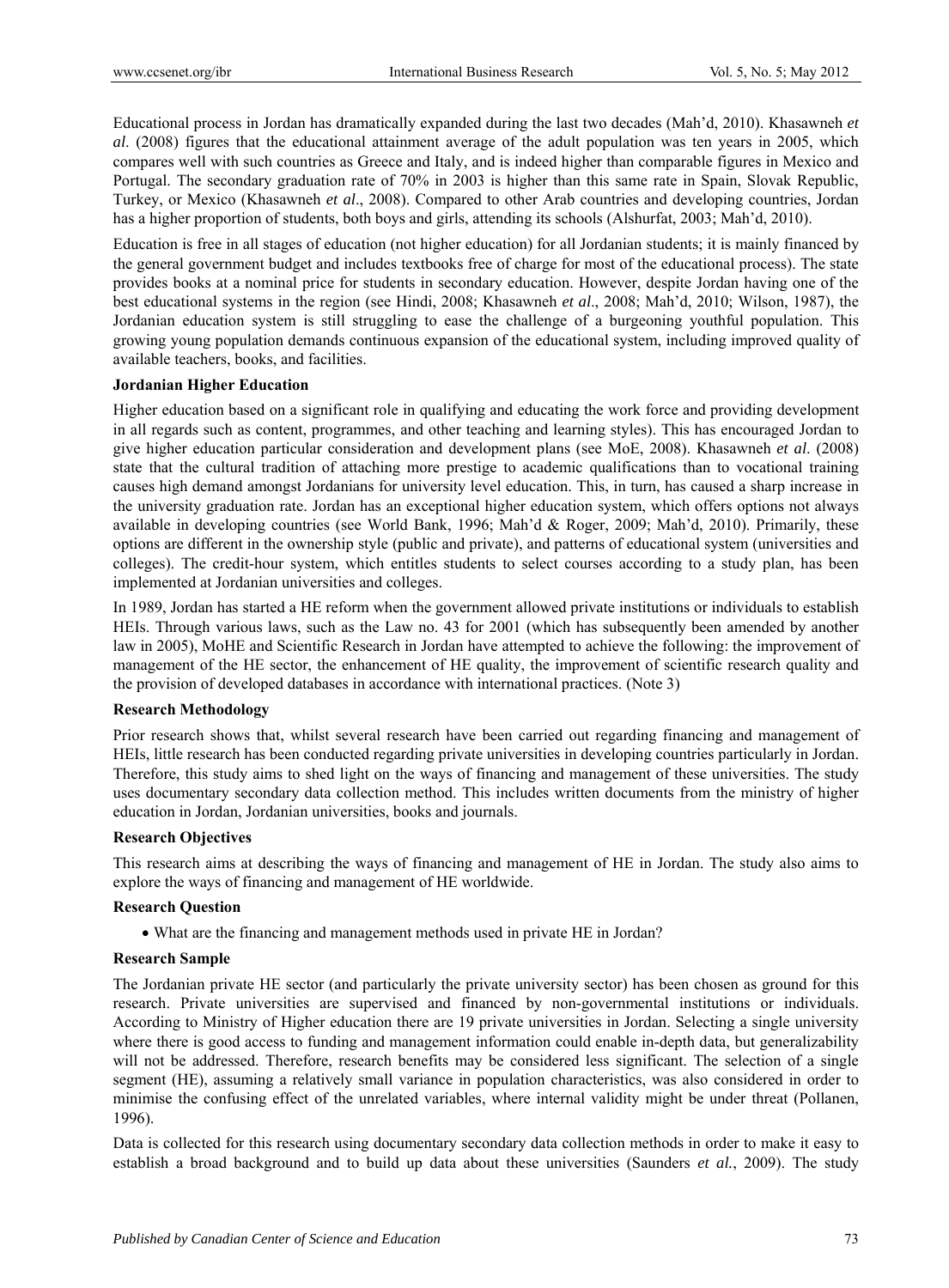Educational process in Jordan has dramatically expanded during the last two decades (Mah'd, 2010). Khasawneh *et al*. (2008) figures that the educational attainment average of the adult population was ten years in 2005, which compares well with such countries as Greece and Italy, and is indeed higher than comparable figures in Mexico and Portugal. The secondary graduation rate of 70% in 2003 is higher than this same rate in Spain, Slovak Republic, Turkey, or Mexico (Khasawneh *et al*., 2008). Compared to other Arab countries and developing countries, Jordan has a higher proportion of students, both boys and girls, attending its schools (Alshurfat, 2003; Mah'd, 2010).

Education is free in all stages of education (not higher education) for all Jordanian students; it is mainly financed by the general government budget and includes textbooks free of charge for most of the educational process). The state provides books at a nominal price for students in secondary education. However, despite Jordan having one of the best educational systems in the region (see Hindi, 2008; Khasawneh *et al*., 2008; Mah'd, 2010; Wilson, 1987), the Jordanian education system is still struggling to ease the challenge of a burgeoning youthful population. This growing young population demands continuous expansion of the educational system, including improved quality of available teachers, books, and facilities.

**Jordanian Higher Education**

Higher education based on a significant role in qualifying and educating the work force and providing development in all regards such as content, programmes, and other teaching and learning styles). This has encouraged Jordan to give higher education particular consideration and development plans (see MoE, 2008). Khasawneh *et al*. (2008) state that the cultural tradition of attaching more prestige to academic qualifications than to vocational training causes high demand amongst Jordanians for university level education. This, in turn, has caused a sharp increase in the university graduation rate. Jordan has an exceptional higher education system, which offers options not always available in developing countries (see World Bank, 1996; Mah'd & Roger, 2009; Mah'd, 2010). Primarily, these options are different in the ownership style (public and private), and patterns of educational system (universities and colleges). The credit-hour system, which entitles students to select courses according to a study plan, has been implemented at Jordanian universities and colleges.

In 1989, Jordan has started a HE reform when the government allowed private institutions or individuals to establish HEIs. Through various laws, such as the Law no. 43 for 2001 (which has subsequently been amended by another law in 2005), MoHE and Scientific Research in Jordan have attempted to achieve the following: the improvement of management of the HE sector, the enhancement of HE quality, the improvement of scientific research quality and the provision of developed databases in accordance with international practices. (Note 3)

**Research Methodology**

Prior research shows that, whilst several research have been carried out regarding financing and management of HEIs, little research has been conducted regarding private universities in developing countries particularly in Jordan. Therefore, this study aims to shed light on the ways of financing and management of these universities. The study uses documentary secondary data collection method. This includes written documents from the ministry of higher education in Jordan, Jordanian universities, books and journals.

**Research Objectives**

This research aims at describing the ways of financing and management of HE in Jordan. The study also aims to explore the ways of financing and management of HE worldwide.

**Research Question**

- What are the financing and management methods used in private HE in Jordan?

**Research Sample**

The Jordanian private HE sector (and particularly the private university sector) has been chosen as ground for this research. Private universities are supervised and financed by non-governmental institutions or individuals. According to Ministry of Higher education there are 19 private universities in Jordan. Selecting a single university where there is good access to funding and management information could enable in-depth data, but generalizability will not be addressed. Therefore, research benefits may be considered less significant. The selection of a single segment (HE), assuming a relatively small variance in population characteristics, was also considered in order to minimise the confusing effect of the unrelated variables, where internal validity might be under threat (Pollanen, 1996).

Data is collected for this research using documentary secondary data collection methods in order to make it easy to establish a broad background and to build up data about these universities (Saunders *et al.*, 2009). The study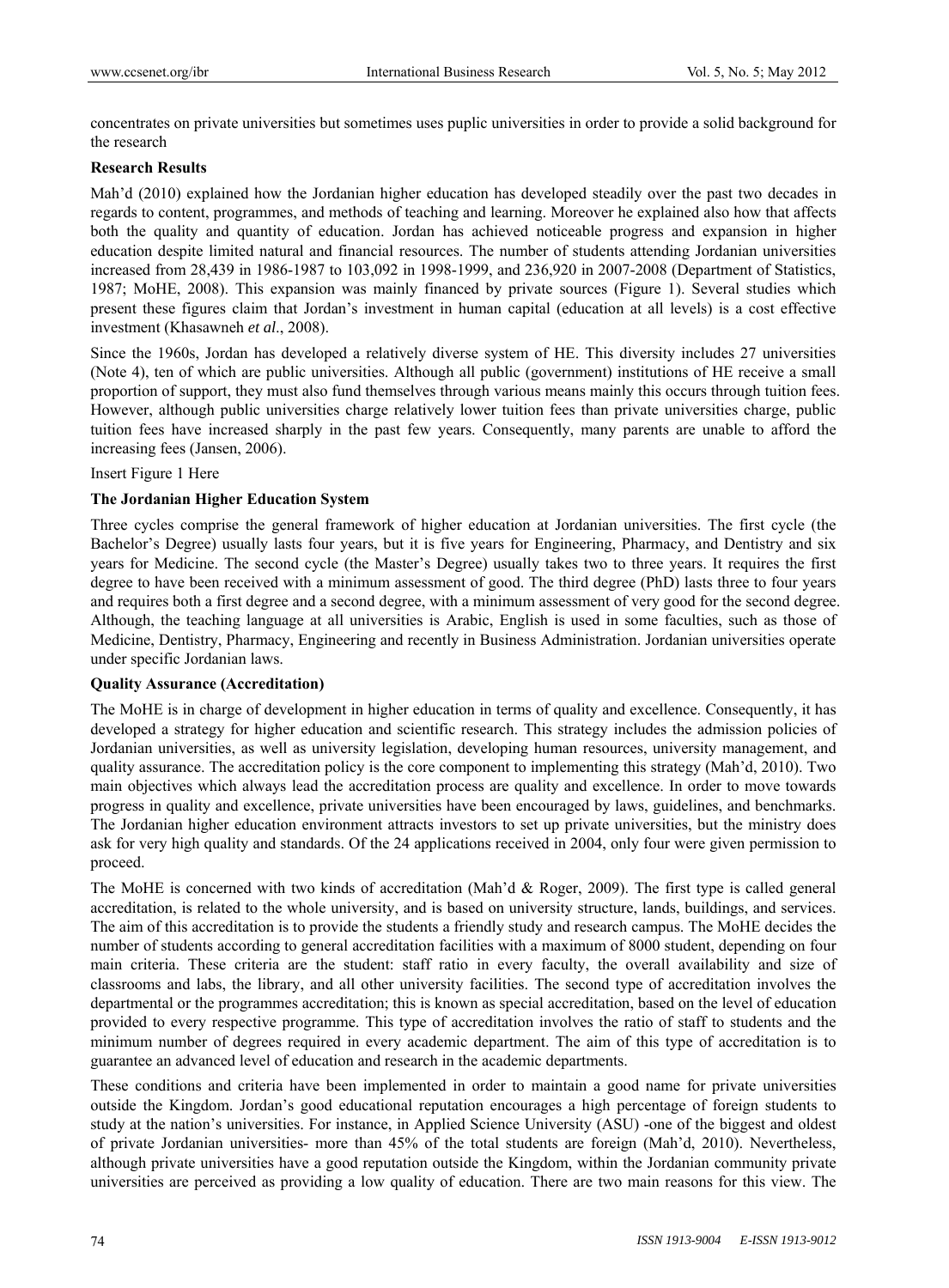concentrates on private universities but sometimes uses puplic universities in order to provide a solid background for the research

**Research Results**

Mah'd (2010) explained how the Jordanian higher education has developed steadily over the past two decades in regards to content, programmes, and methods of teaching and learning. Moreover he explained also how that affects both the quality and quantity of education. Jordan has achieved noticeable progress and expansion in higher education despite limited natural and financial resources. The number of students attending Jordanian universities increased from 28,439 in 1986-1987 to 103,092 in 1998-1999, and 236,920 in 2007-2008 (Department of Statistics, 1987; MoHE, 2008). This expansion was mainly financed by private sources (Figure 1). Several studies which present these figures claim that Jordan's investment in human capital (education at all levels) is a cost effective investment (Khasawneh *et al*., 2008).

Since the 1960s, Jordan has developed a relatively diverse system of HE. This diversity includes 27 universities (Note 4), ten of which are public universities. Although all public (government) institutions of HE receive a small proportion of support, they must also fund themselves through various means mainly this occurs through tuition fees. However, although public universities charge relatively lower tuition fees than private universities charge, public tuition fees have increased sharply in the past few years. Consequently, many parents are unable to afford the increasing fees (Jansen, 2006).

Insert Figure 1 Here

**The Jordanian Higher Education System**

Three cycles comprise the general framework of higher education at Jordanian universities. The first cycle (the Bachelor's Degree) usually lasts four years, but it is five years for Engineering, Pharmacy, and Dentistry and six years for Medicine. The second cycle (the Master's Degree) usually takes two to three years. It requires the first degree to have been received with a minimum assessment of good. The third degree (PhD) lasts three to four years and requires both a first degree and a second degree, with a minimum assessment of very good for the second degree. Although, the teaching language at all universities is Arabic, English is used in some faculties, such as those of Medicine, Dentistry, Pharmacy, Engineering and recently in Business Administration. Jordanian universities operate under specific Jordanian laws.

**Quality Assurance (Accreditation)**

The MoHE is in charge of development in higher education in terms of quality and excellence. Consequently, it has developed a strategy for higher education and scientific research. This strategy includes the admission policies of Jordanian universities, as well as university legislation, developing human resources, university management, and quality assurance. The accreditation policy is the core component to implementing this strategy (Mah'd, 2010). Two main objectives which always lead the accreditation process are quality and excellence. In order to move towards progress in quality and excellence, private universities have been encouraged by laws, guidelines, and benchmarks. The Jordanian higher education environment attracts investors to set up private universities, but the ministry does ask for very high quality and standards. Of the 24 applications received in 2004, only four were given permission to proceed.

The MoHE is concerned with two kinds of accreditation (Mah'd & Roger, 2009). The first type is called general accreditation, is related to the whole university, and is based on university structure, lands, buildings, and services. The aim of this accreditation is to provide the students a friendly study and research campus. The MoHE decides the number of students according to general accreditation facilities with a maximum of 8000 student, depending on four main criteria. These criteria are the student: staff ratio in every faculty, the overall availability and size of classrooms and labs, the library, and all other university facilities. The second type of accreditation involves the departmental or the programmes accreditation; this is known as special accreditation, based on the level of education provided to every respective programme. This type of accreditation involves the ratio of staff to students and the minimum number of degrees required in every academic department. The aim of this type of accreditation is to guarantee an advanced level of education and research in the academic departments.

These conditions and criteria have been implemented in order to maintain a good name for private universities outside the Kingdom. Jordan's good educational reputation encourages a high percentage of foreign students to study at the nation's universities. For instance, in Applied Science University (ASU) -one of the biggest and oldest of private Jordanian universities- more than 45% of the total students are foreign (Mah'd, 2010). Nevertheless, although private universities have a good reputation outside the Kingdom, within the Jordanian community private universities are perceived as providing a low quality of education. There are two main reasons for this view. The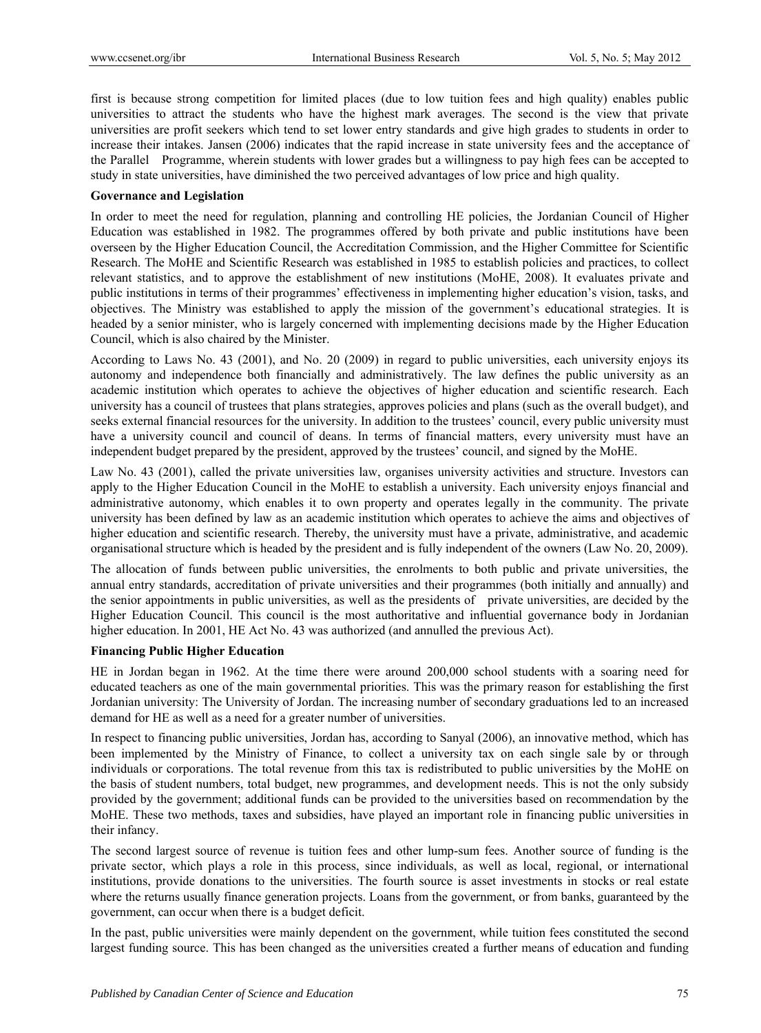first is because strong competition for limited places (due to low tuition fees and high quality) enables public universities to attract the students who have the highest mark averages. The second is the view that private universities are profit seekers which tend to set lower entry standards and give high grades to students in order to increase their intakes. Jansen (2006) indicates that the rapid increase in state university fees and the acceptance of the Parallel Programme, wherein students with lower grades but a willingness to pay high fees can be accepted to study in state universities, have diminished the two perceived advantages of low price and high quality.

**Governance and Legislation**

In order to meet the need for regulation, planning and controlling HE policies, the Jordanian Council of Higher Education was established in 1982. The programmes offered by both private and public institutions have been overseen by the Higher Education Council, the Accreditation Commission, and the Higher Committee for Scientific Research. The MoHE and Scientific Research was established in 1985 to establish policies and practices, to collect relevant statistics, and to approve the establishment of new institutions (MoHE, 2008). It evaluates private and public institutions in terms of their programmes' effectiveness in implementing higher education's vision, tasks, and objectives. The Ministry was established to apply the mission of the government's educational strategies. It is headed by a senior minister, who is largely concerned with implementing decisions made by the Higher Education Council, which is also chaired by the Minister.

According to Laws No. 43 (2001), and No. 20 (2009) in regard to public universities, each university enjoys its autonomy and independence both financially and administratively. The law defines the public university as an academic institution which operates to achieve the objectives of higher education and scientific research. Each university has a council of trustees that plans strategies, approves policies and plans (such as the overall budget), and seeks external financial resources for the university. In addition to the trustees' council, every public university must have a university council and council of deans. In terms of financial matters, every university must have an independent budget prepared by the president, approved by the trustees' council, and signed by the MoHE.

Law No. 43 (2001), called the private universities law, organises university activities and structure. Investors can apply to the Higher Education Council in the MoHE to establish a university. Each university enjoys financial and administrative autonomy, which enables it to own property and operates legally in the community. The private university has been defined by law as an academic institution which operates to achieve the aims and objectives of higher education and scientific research. Thereby, the university must have a private, administrative, and academic organisational structure which is headed by the president and is fully independent of the owners (Law No. 20, 2009).

The allocation of funds between public universities, the enrolments to both public and private universities, the annual entry standards, accreditation of private universities and their programmes (both initially and annually) and the senior appointments in public universities, as well as the presidents of private universities, are decided by the Higher Education Council. This council is the most authoritative and influential governance body in Jordanian higher education. In 2001, HE Act No. 43 was authorized (and annulled the previous Act).

**Financing Public Higher Education**

HE in Jordan began in 1962. At the time there were around 200,000 school students with a soaring need for educated teachers as one of the main governmental priorities. This was the primary reason for establishing the first Jordanian university: The University of Jordan. The increasing number of secondary graduations led to an increased demand for HE as well as a need for a greater number of universities.

In respect to financing public universities, Jordan has, according to Sanyal (2006), an innovative method, which has been implemented by the Ministry of Finance, to collect a university tax on each single sale by or through individuals or corporations. The total revenue from this tax is redistributed to public universities by the MoHE on the basis of student numbers, total budget, new programmes, and development needs. This is not the only subsidy provided by the government; additional funds can be provided to the universities based on recommendation by the MoHE. These two methods, taxes and subsidies, have played an important role in financing public universities in their infancy.

The second largest source of revenue is tuition fees and other lump-sum fees. Another source of funding is the private sector, which plays a role in this process, since individuals, as well as local, regional, or international institutions, provide donations to the universities. The fourth source is asset investments in stocks or real estate where the returns usually finance generation projects. Loans from the government, or from banks, guaranteed by the government, can occur when there is a budget deficit.

In the past, public universities were mainly dependent on the government, while tuition fees constituted the second largest funding source. This has been changed as the universities created a further means of education and funding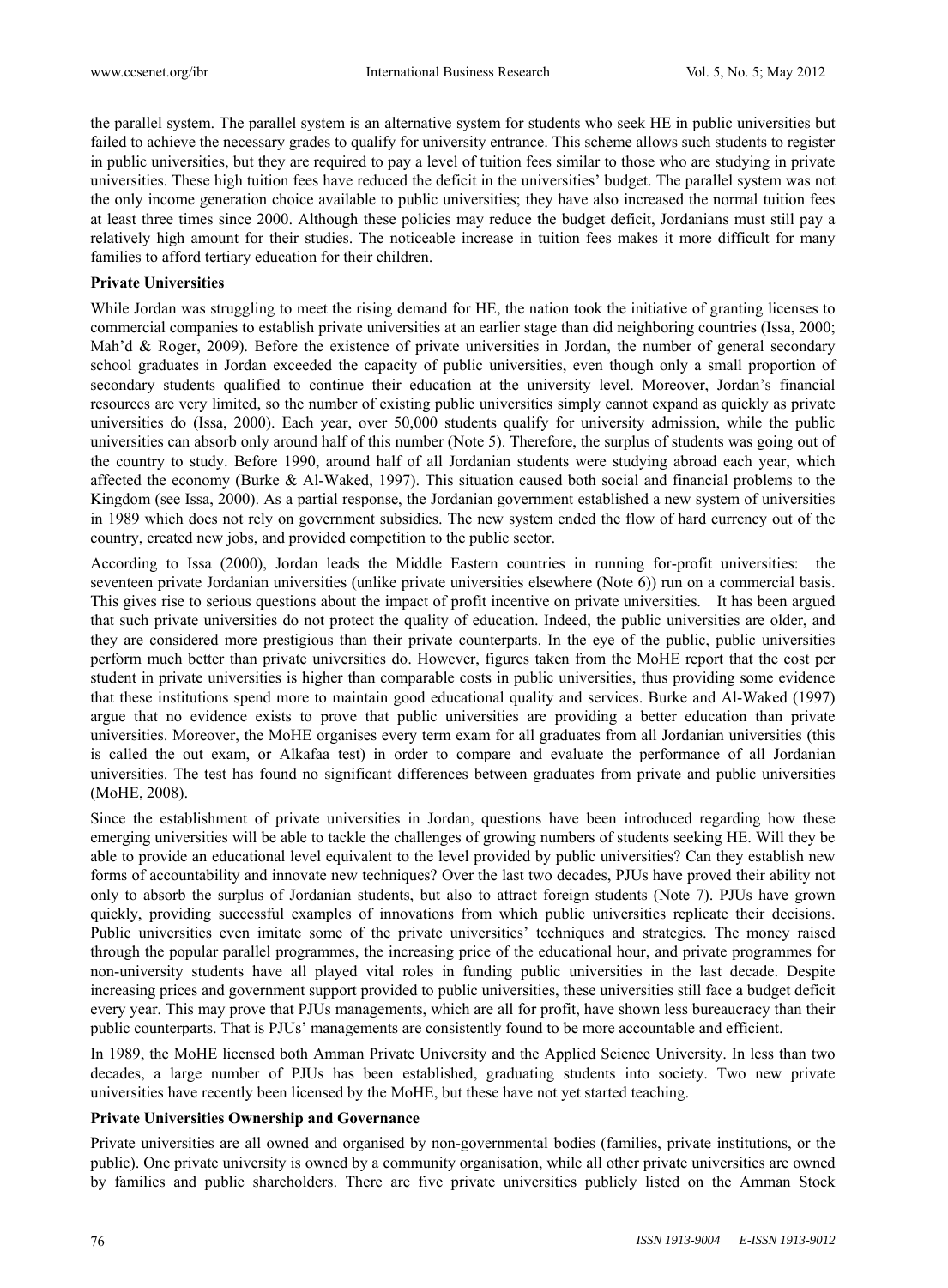the parallel system. The parallel system is an alternative system for students who seek HE in public universities but failed to achieve the necessary grades to qualify for university entrance. This scheme allows such students to register in public universities, but they are required to pay a level of tuition fees similar to those who are studying in private universities. These high tuition fees have reduced the deficit in the universities' budget. The parallel system was not the only income generation choice available to public universities; they have also increased the normal tuition fees at least three times since 2000. Although these policies may reduce the budget deficit, Jordanians must still pay a relatively high amount for their studies. The noticeable increase in tuition fees makes it more difficult for many families to afford tertiary education for their children.

**Private Universities**

While Jordan was struggling to meet the rising demand for HE, the nation took the initiative of granting licenses to commercial companies to establish private universities at an earlier stage than did neighboring countries (Issa, 2000; Mah'd & Roger, 2009). Before the existence of private universities in Jordan, the number of general secondary school graduates in Jordan exceeded the capacity of public universities, even though only a small proportion of secondary students qualified to continue their education at the university level. Moreover, Jordan's financial resources are very limited, so the number of existing public universities simply cannot expand as quickly as private universities do (Issa, 2000). Each year, over 50,000 students qualify for university admission, while the public universities can absorb only around half of this number (Note 5). Therefore, the surplus of students was going out of the country to study. Before 1990, around half of all Jordanian students were studying abroad each year, which affected the economy (Burke & Al-Waked, 1997). This situation caused both social and financial problems to the Kingdom (see Issa, 2000). As a partial response, the Jordanian government established a new system of universities in 1989 which does not rely on government subsidies. The new system ended the flow of hard currency out of the country, created new jobs, and provided competition to the public sector.

According to Issa (2000), Jordan leads the Middle Eastern countries in running for-profit universities: the seventeen private Jordanian universities (unlike private universities elsewhere (Note 6)) run on a commercial basis. This gives rise to serious questions about the impact of profit incentive on private universities. It has been argued that such private universities do not protect the quality of education. Indeed, the public universities are older, and they are considered more prestigious than their private counterparts. In the eye of the public, public universities perform much better than private universities do. However, figures taken from the MoHE report that the cost per student in private universities is higher than comparable costs in public universities, thus providing some evidence that these institutions spend more to maintain good educational quality and services. Burke and Al-Waked (1997) argue that no evidence exists to prove that public universities are providing a better education than private universities. Moreover, the MoHE organises every term exam for all graduates from all Jordanian universities (this is called the out exam, or Alkafaa test) in order to compare and evaluate the performance of all Jordanian universities. The test has found no significant differences between graduates from private and public universities (MoHE, 2008).

Since the establishment of private universities in Jordan, questions have been introduced regarding how these emerging universities will be able to tackle the challenges of growing numbers of students seeking HE. Will they be able to provide an educational level equivalent to the level provided by public universities? Can they establish new forms of accountability and innovate new techniques? Over the last two decades, PJUs have proved their ability not only to absorb the surplus of Jordanian students, but also to attract foreign students (Note 7). PJUs have grown quickly, providing successful examples of innovations from which public universities replicate their decisions. Public universities even imitate some of the private universities' techniques and strategies. The money raised through the popular parallel programmes, the increasing price of the educational hour, and private programmes for non-university students have all played vital roles in funding public universities in the last decade. Despite increasing prices and government support provided to public universities, these universities still face a budget deficit every year. This may prove that PJUs managements, which are all for profit, have shown less bureaucracy than their public counterparts. That is PJUs' managements are consistently found to be more accountable and efficient.

In 1989, the MoHE licensed both Amman Private University and the Applied Science University. In less than two decades, a large number of PJUs has been established, graduating students into society. Two new private universities have recently been licensed by the MoHE, but these have not yet started teaching.

**Private Universities Ownership and Governance**

Private universities are all owned and organised by non-governmental bodies (families, private institutions, or the public). One private university is owned by a community organisation, while all other private universities are owned by families and public shareholders. There are five private universities publicly listed on the Amman Stock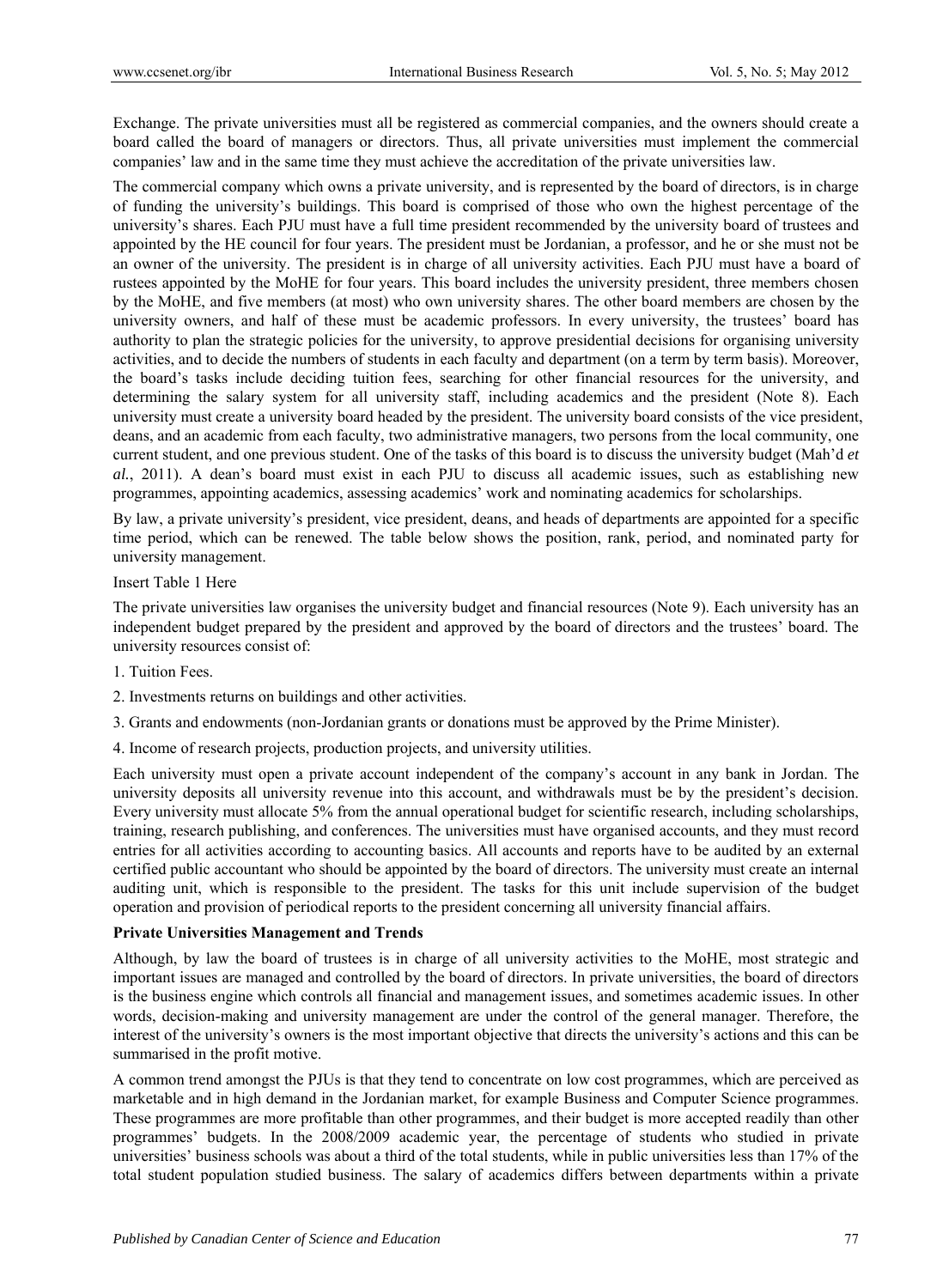Exchange. The private universities must all be registered as commercial companies, and the owners should create a board called the board of managers or directors. Thus, all private universities must implement the commercial companies' law and in the same time they must achieve the accreditation of the private universities law.

The commercial company which owns a private university, and is represented by the board of directors, is in charge of funding the university's buildings. This board is comprised of those who own the highest percentage of the university's shares. Each PJU must have a full time president recommended by the university board of trustees and appointed by the HE council for four years. The president must be Jordanian, a professor, and he or she must not be an owner of the university. The president is in charge of all university activities. Each PJU must have a board of rustees appointed by the MoHE for four years. This board includes the university president, three members chosen by the MoHE, and five members (at most) who own university shares. The other board members are chosen by the university owners, and half of these must be academic professors. In every university, the trustees' board has authority to plan the strategic policies for the university, to approve presidential decisions for organising university activities, and to decide the numbers of students in each faculty and department (on a term by term basis). Moreover, the board's tasks include deciding tuition fees, searching for other financial resources for the university, and determining the salary system for all university staff, including academics and the president (Note 8). Each university must create a university board headed by the president. The university board consists of the vice president, deans, and an academic from each faculty, two administrative managers, two persons from the local community, one current student, and one previous student. One of the tasks of this board is to discuss the university budget (Mah'd *et al.*, 2011). A dean's board must exist in each PJU to discuss all academic issues, such as establishing new programmes, appointing academics, assessing academics' work and nominating academics for scholarships.

By law, a private university's president, vice president, deans, and heads of departments are appointed for a specific time period, which can be renewed. The table below shows the position, rank, period, and nominated party for university management.

Insert Table 1 Here

The private universities law organises the university budget and financial resources (Note 9). Each university has an independent budget prepared by the president and approved by the board of directors and the trustees' board. The university resources consist of:

1. Tuition Fees.
2. Investments returns on buildings and other activities.
3. Grants and endowments (non-Jordanian grants or donations must be approved by the Prime Minister).
4. Income of research projects, production projects, and university utilities.

Each university must open a private account independent of the company's account in any bank in Jordan. The university deposits all university revenue into this account, and withdrawals must be by the president's decision. Every university must allocate 5% from the annual operational budget for scientific research, including scholarships, training, research publishing, and conferences. The universities must have organised accounts, and they must record entries for all activities according to accounting basics. All accounts and reports have to be audited by an external certified public accountant who should be appointed by the board of directors. The university must create an internal auditing unit, which is responsible to the president. The tasks for this unit include supervision of the budget operation and provision of periodical reports to the president concerning all university financial affairs.

**Private Universities Management and Trends**

Although, by law the board of trustees is in charge of all university activities to the MoHE, most strategic and important issues are managed and controlled by the board of directors. In private universities, the board of directors is the business engine which controls all financial and management issues, and sometimes academic issues. In other words, decision-making and university management are under the control of the general manager. Therefore, the interest of the university's owners is the most important objective that directs the university's actions and this can be summarised in the profit motive.

A common trend amongst the PJUs is that they tend to concentrate on low cost programmes, which are perceived as marketable and in high demand in the Jordanian market, for example Business and Computer Science programmes. These programmes are more profitable than other programmes, and their budget is more accepted readily than other programmes' budgets. In the 2008/2009 academic year, the percentage of students who studied in private universities' business schools was about a third of the total students, while in public universities less than 17% of the total student population studied business. The salary of academics differs between departments within a private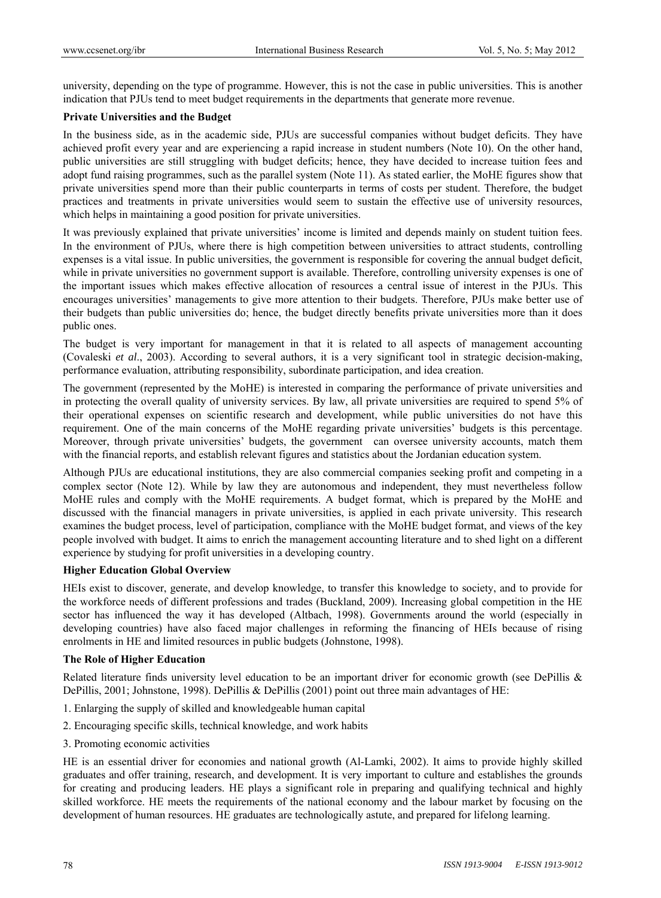university, depending on the type of programme. However, this is not the case in public universities. This is another indication that PJUs tend to meet budget requirements in the departments that generate more revenue.

**Private Universities and the Budget**

In the business side, as in the academic side, PJUs are successful companies without budget deficits. They have achieved profit every year and are experiencing a rapid increase in student numbers (Note 10). On the other hand, public universities are still struggling with budget deficits; hence, they have decided to increase tuition fees and adopt fund raising programmes, such as the parallel system (Note 11). As stated earlier, the MoHE figures show that private universities spend more than their public counterparts in terms of costs per student. Therefore, the budget practices and treatments in private universities would seem to sustain the effective use of university resources, which helps in maintaining a good position for private universities.

It was previously explained that private universities' income is limited and depends mainly on student tuition fees. In the environment of PJUs, where there is high competition between universities to attract students, controlling expenses is a vital issue. In public universities, the government is responsible for covering the annual budget deficit, while in private universities no government support is available. Therefore, controlling university expenses is one of the important issues which makes effective allocation of resources a central issue of interest in the PJUs. This encourages universities' managements to give more attention to their budgets. Therefore, PJUs make better use of their budgets than public universities do; hence, the budget directly benefits private universities more than it does public ones.

The budget is very important for management in that it is related to all aspects of management accounting (Covaleski *et al*., 2003). According to several authors, it is a very significant tool in strategic decision-making, performance evaluation, attributing responsibility, subordinate participation, and idea creation.

The government (represented by the MoHE) is interested in comparing the performance of private universities and in protecting the overall quality of university services. By law, all private universities are required to spend 5% of their operational expenses on scientific research and development, while public universities do not have this requirement. One of the main concerns of the MoHE regarding private universities' budgets is this percentage. Moreover, through private universities' budgets, the government can oversee university accounts, match them with the financial reports, and establish relevant figures and statistics about the Jordanian education system.

Although PJUs are educational institutions, they are also commercial companies seeking profit and competing in a complex sector (Note 12). While by law they are autonomous and independent, they must nevertheless follow MoHE rules and comply with the MoHE requirements. A budget format, which is prepared by the MoHE and discussed with the financial managers in private universities, is applied in each private university. This research examines the budget process, level of participation, compliance with the MoHE budget format, and views of the key people involved with budget. It aims to enrich the management accounting literature and to shed light on a different experience by studying for profit universities in a developing country.

**Higher Education Global Overview**

HEIs exist to discover, generate, and develop knowledge, to transfer this knowledge to society, and to provide for the workforce needs of different professions and trades (Buckland, 2009). Increasing global competition in the HE sector has influenced the way it has developed (Altbach, 1998). Governments around the world (especially in developing countries) have also faced major challenges in reforming the financing of HEIs because of rising enrolments in HE and limited resources in public budgets (Johnstone, 1998).

**The Role of Higher Education**

Related literature finds university level education to be an important driver for economic growth (see DePillis & DePillis, 2001; Johnstone, 1998). DePillis & DePillis (2001) point out three main advantages of HE:

1. Enlarging the supply of skilled and knowledgeable human capital
2. Encouraging specific skills, technical knowledge, and work habits
3. Promoting economic activities

HE is an essential driver for economies and national growth (Al-Lamki, 2002). It aims to provide highly skilled graduates and offer training, research, and development. It is very important to culture and establishes the grounds for creating and producing leaders. HE plays a significant role in preparing and qualifying technical and highly skilled workforce. HE meets the requirements of the national economy and the labour market by focusing on the development of human resources. HE graduates are technologically astute, and prepared for lifelong learning.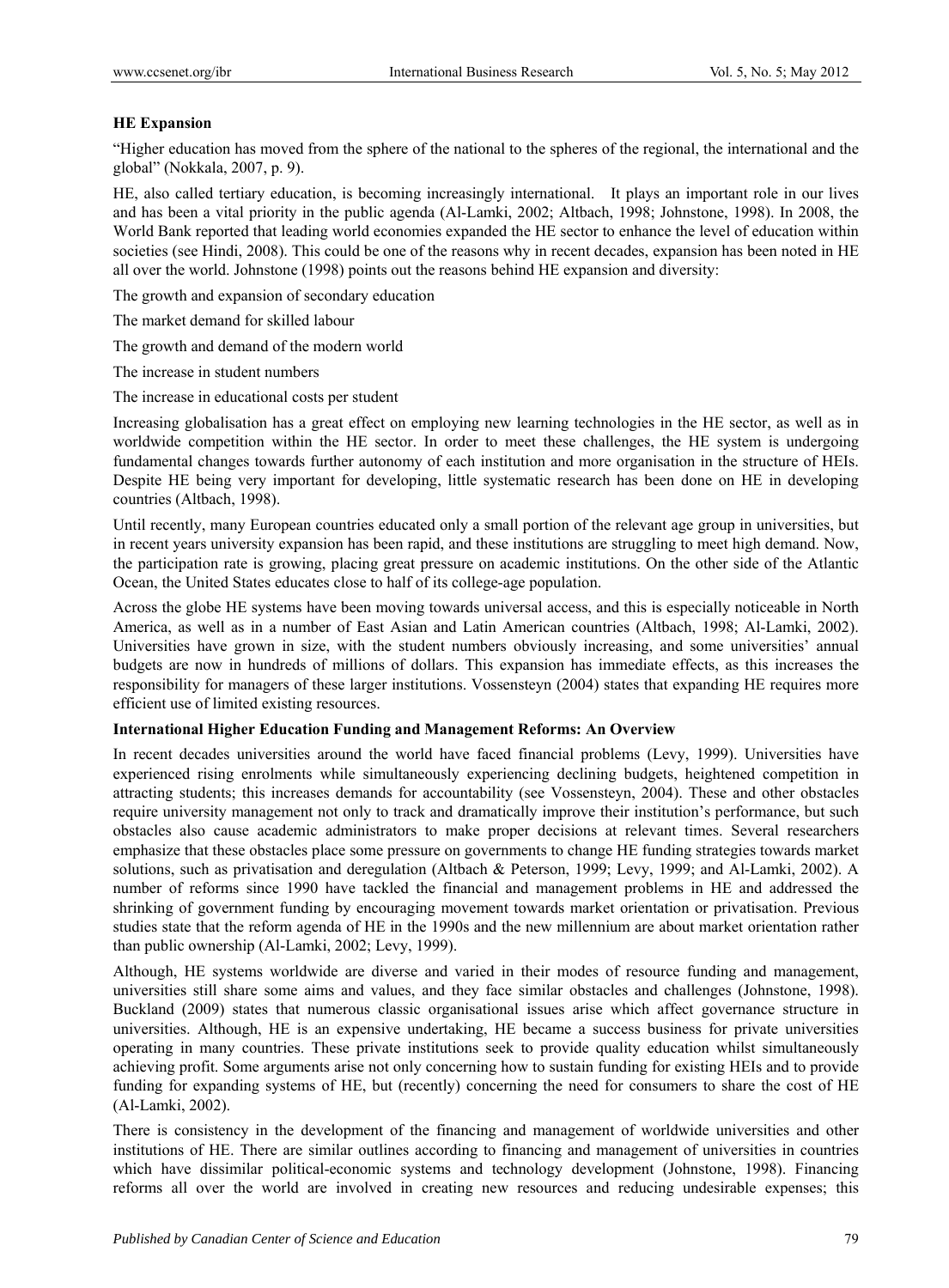**HE Expansion**

"Higher education has moved from the sphere of the national to the spheres of the regional, the international and the global" (Nokkala, 2007, p. 9).

HE, also called tertiary education, is becoming increasingly international. It plays an important role in our lives and has been a vital priority in the public agenda (Al-Lamki, 2002; Altbach, 1998; Johnstone, 1998). In 2008, the World Bank reported that leading world economies expanded the HE sector to enhance the level of education within societies (see Hindi, 2008). This could be one of the reasons why in recent decades, expansion has been noted in HE all over the world. Johnstone (1998) points out the reasons behind HE expansion and diversity:

The growth and expansion of secondary education

The market demand for skilled labour

The growth and demand of the modern world

The increase in student numbers

The increase in educational costs per student

Increasing globalisation has a great effect on employing new learning technologies in the HE sector, as well as in worldwide competition within the HE sector. In order to meet these challenges, the HE system is undergoing fundamental changes towards further autonomy of each institution and more organisation in the structure of HEIs. Despite HE being very important for developing, little systematic research has been done on HE in developing countries (Altbach, 1998).

Until recently, many European countries educated only a small portion of the relevant age group in universities, but in recent years university expansion has been rapid, and these institutions are struggling to meet high demand. Now, the participation rate is growing, placing great pressure on academic institutions. On the other side of the Atlantic Ocean, the United States educates close to half of its college-age population.

Across the globe HE systems have been moving towards universal access, and this is especially noticeable in North America, as well as in a number of East Asian and Latin American countries (Altbach, 1998; Al-Lamki, 2002). Universities have grown in size, with the student numbers obviously increasing, and some universities' annual budgets are now in hundreds of millions of dollars. This expansion has immediate effects, as this increases the responsibility for managers of these larger institutions. Vossensteyn (2004) states that expanding HE requires more efficient use of limited existing resources.

**International Higher Education Funding and Management Reforms: An Overview**

In recent decades universities around the world have faced financial problems (Levy, 1999). Universities have experienced rising enrolments while simultaneously experiencing declining budgets, heightened competition in attracting students; this increases demands for accountability (see Vossensteyn, 2004). These and other obstacles require university management not only to track and dramatically improve their institution's performance, but such obstacles also cause academic administrators to make proper decisions at relevant times. Several researchers emphasize that these obstacles place some pressure on governments to change HE funding strategies towards market solutions, such as privatisation and deregulation (Altbach & Peterson, 1999; Levy, 1999; and Al-Lamki, 2002). A number of reforms since 1990 have tackled the financial and management problems in HE and addressed the shrinking of government funding by encouraging movement towards market orientation or privatisation. Previous studies state that the reform agenda of HE in the 1990s and the new millennium are about market orientation rather than public ownership (Al-Lamki, 2002; Levy, 1999).

Although, HE systems worldwide are diverse and varied in their modes of resource funding and management, universities still share some aims and values, and they face similar obstacles and challenges (Johnstone, 1998). Buckland (2009) states that numerous classic organisational issues arise which affect governance structure in universities. Although, HE is an expensive undertaking, HE became a success business for private universities operating in many countries. These private institutions seek to provide quality education whilst simultaneously achieving profit. Some arguments arise not only concerning how to sustain funding for existing HEIs and to provide funding for expanding systems of HE, but (recently) concerning the need for consumers to share the cost of HE (Al-Lamki, 2002).

There is consistency in the development of the financing and management of worldwide universities and other institutions of HE. There are similar outlines according to financing and management of universities in countries which have dissimilar political-economic systems and technology development (Johnstone, 1998). Financing reforms all over the world are involved in creating new resources and reducing undesirable expenses; this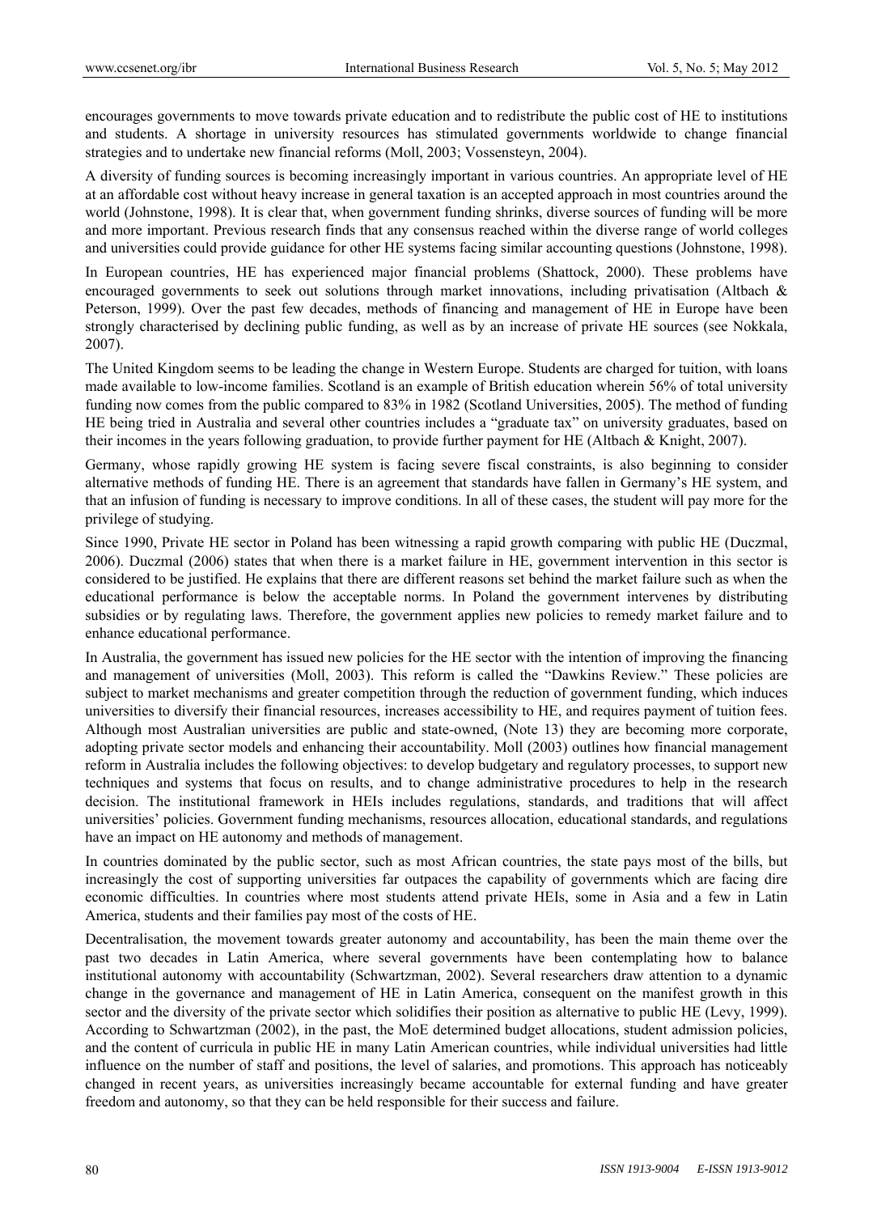encourages governments to move towards private education and to redistribute the public cost of HE to institutions and students. A shortage in university resources has stimulated governments worldwide to change financial strategies and to undertake new financial reforms (Moll, 2003; Vossensteyn, 2004).

A diversity of funding sources is becoming increasingly important in various countries. An appropriate level of HE at an affordable cost without heavy increase in general taxation is an accepted approach in most countries around the world (Johnstone, 1998). It is clear that, when government funding shrinks, diverse sources of funding will be more and more important. Previous research finds that any consensus reached within the diverse range of world colleges and universities could provide guidance for other HE systems facing similar accounting questions (Johnstone, 1998).

In European countries, HE has experienced major financial problems (Shattock, 2000). These problems have encouraged governments to seek out solutions through market innovations, including privatisation (Altbach & Peterson, 1999). Over the past few decades, methods of financing and management of HE in Europe have been strongly characterised by declining public funding, as well as by an increase of private HE sources (see Nokkala, 2007).

The United Kingdom seems to be leading the change in Western Europe. Students are charged for tuition, with loans made available to low-income families. Scotland is an example of British education wherein 56% of total university funding now comes from the public compared to 83% in 1982 (Scotland Universities, 2005). The method of funding HE being tried in Australia and several other countries includes a "graduate tax" on university graduates, based on their incomes in the years following graduation, to provide further payment for HE (Altbach & Knight, 2007).

Germany, whose rapidly growing HE system is facing severe fiscal constraints, is also beginning to consider alternative methods of funding HE. There is an agreement that standards have fallen in Germany's HE system, and that an infusion of funding is necessary to improve conditions. In all of these cases, the student will pay more for the privilege of studying.

Since 1990, Private HE sector in Poland has been witnessing a rapid growth comparing with public HE (Duczmal, 2006). Duczmal (2006) states that when there is a market failure in HE, government intervention in this sector is considered to be justified. He explains that there are different reasons set behind the market failure such as when the educational performance is below the acceptable norms. In Poland the government intervenes by distributing subsidies or by regulating laws. Therefore, the government applies new policies to remedy market failure and to enhance educational performance.

In Australia, the government has issued new policies for the HE sector with the intention of improving the financing and management of universities (Moll, 2003). This reform is called the "Dawkins Review." These policies are subject to market mechanisms and greater competition through the reduction of government funding, which induces universities to diversify their financial resources, increases accessibility to HE, and requires payment of tuition fees. Although most Australian universities are public and state-owned, (Note 13) they are becoming more corporate, adopting private sector models and enhancing their accountability. Moll (2003) outlines how financial management reform in Australia includes the following objectives: to develop budgetary and regulatory processes, to support new techniques and systems that focus on results, and to change administrative procedures to help in the research decision. The institutional framework in HEIs includes regulations, standards, and traditions that will affect universities' policies. Government funding mechanisms, resources allocation, educational standards, and regulations have an impact on HE autonomy and methods of management.

In countries dominated by the public sector, such as most African countries, the state pays most of the bills, but increasingly the cost of supporting universities far outpaces the capability of governments which are facing dire economic difficulties. In countries where most students attend private HEIs, some in Asia and a few in Latin America, students and their families pay most of the costs of HE.

Decentralisation, the movement towards greater autonomy and accountability, has been the main theme over the past two decades in Latin America, where several governments have been contemplating how to balance institutional autonomy with accountability (Schwartzman, 2002). Several researchers draw attention to a dynamic change in the governance and management of HE in Latin America, consequent on the manifest growth in this sector and the diversity of the private sector which solidifies their position as alternative to public HE (Levy, 1999). According to Schwartzman (2002), in the past, the MoE determined budget allocations, student admission policies, and the content of curricula in public HE in many Latin American countries, while individual universities had little influence on the number of staff and positions, the level of salaries, and promotions. This approach has noticeably changed in recent years, as universities increasingly became accountable for external funding and have greater freedom and autonomy, so that they can be held responsible for their success and failure.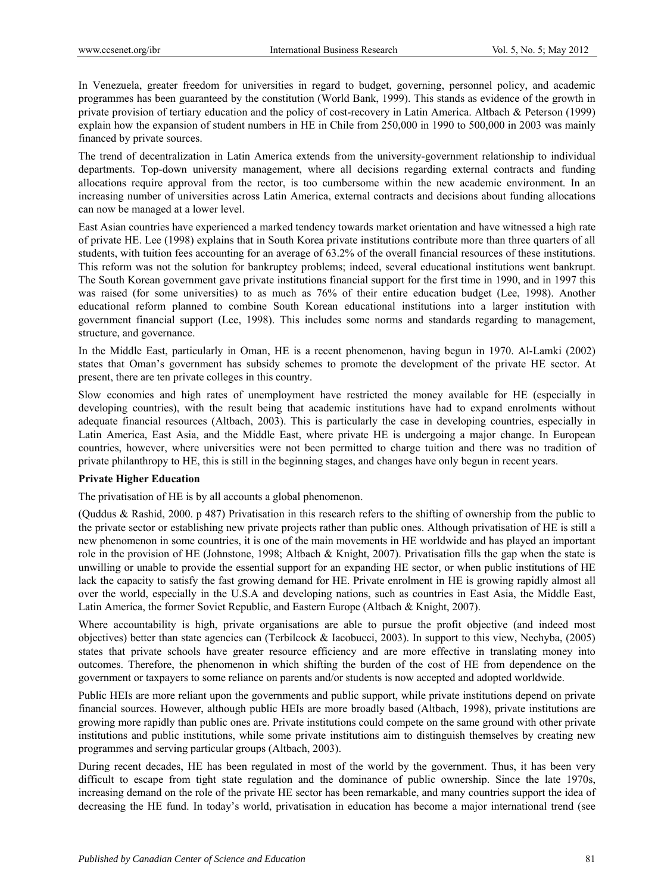In Venezuela, greater freedom for universities in regard to budget, governing, personnel policy, and academic programmes has been guaranteed by the constitution (World Bank, 1999). This stands as evidence of the growth in private provision of tertiary education and the policy of cost-recovery in Latin America. Altbach & Peterson (1999) explain how the expansion of student numbers in HE in Chile from 250,000 in 1990 to 500,000 in 2003 was mainly financed by private sources.

The trend of decentralization in Latin America extends from the university-government relationship to individual departments. Top-down university management, where all decisions regarding external contracts and funding allocations require approval from the rector, is too cumbersome within the new academic environment. In an increasing number of universities across Latin America, external contracts and decisions about funding allocations can now be managed at a lower level.

East Asian countries have experienced a marked tendency towards market orientation and have witnessed a high rate of private HE. Lee (1998) explains that in South Korea private institutions contribute more than three quarters of all students, with tuition fees accounting for an average of 63.2% of the overall financial resources of these institutions. This reform was not the solution for bankruptcy problems; indeed, several educational institutions went bankrupt. The South Korean government gave private institutions financial support for the first time in 1990, and in 1997 this was raised (for some universities) to as much as 76% of their entire education budget (Lee, 1998). Another educational reform planned to combine South Korean educational institutions into a larger institution with government financial support (Lee, 1998). This includes some norms and standards regarding to management, structure, and governance.

In the Middle East, particularly in Oman, HE is a recent phenomenon, having begun in 1970. Al-Lamki (2002) states that Oman's government has subsidy schemes to promote the development of the private HE sector. At present, there are ten private colleges in this country.

Slow economies and high rates of unemployment have restricted the money available for HE (especially in developing countries), with the result being that academic institutions have had to expand enrolments without adequate financial resources (Altbach, 2003). This is particularly the case in developing countries, especially in Latin America, East Asia, and the Middle East, where private HE is undergoing a major change. In European countries, however, where universities were not been permitted to charge tuition and there was no tradition of private philanthropy to HE, this is still in the beginning stages, and changes have only begun in recent years.

**Private Higher Education**

The privatisation of HE is by all accounts a global phenomenon.

(Quddus & Rashid, 2000. p 487) Privatisation in this research refers to the shifting of ownership from the public to the private sector or establishing new private projects rather than public ones. Although privatisation of HE is still a new phenomenon in some countries, it is one of the main movements in HE worldwide and has played an important role in the provision of HE (Johnstone, 1998; Altbach & Knight, 2007). Privatisation fills the gap when the state is unwilling or unable to provide the essential support for an expanding HE sector, or when public institutions of HE lack the capacity to satisfy the fast growing demand for HE. Private enrolment in HE is growing rapidly almost all over the world, especially in the U.S.A and developing nations, such as countries in East Asia, the Middle East, Latin America, the former Soviet Republic, and Eastern Europe (Altbach & Knight, 2007).

Where accountability is high, private organisations are able to pursue the profit objective (and indeed most objectives) better than state agencies can (Terbilcock & Iacobucci, 2003). In support to this view, Nechyba, (2005) states that private schools have greater resource efficiency and are more effective in translating money into outcomes. Therefore, the phenomenon in which shifting the burden of the cost of HE from dependence on the government or taxpayers to some reliance on parents and/or students is now accepted and adopted worldwide.

Public HEIs are more reliant upon the governments and public support, while private institutions depend on private financial sources. However, although public HEIs are more broadly based (Altbach, 1998), private institutions are growing more rapidly than public ones are. Private institutions could compete on the same ground with other private institutions and public institutions, while some private institutions aim to distinguish themselves by creating new programmes and serving particular groups (Altbach, 2003).

During recent decades, HE has been regulated in most of the world by the government. Thus, it has been very difficult to escape from tight state regulation and the dominance of public ownership. Since the late 1970s, increasing demand on the role of the private HE sector has been remarkable, and many countries support the idea of decreasing the HE fund. In today's world, privatisation in education has become a major international trend (see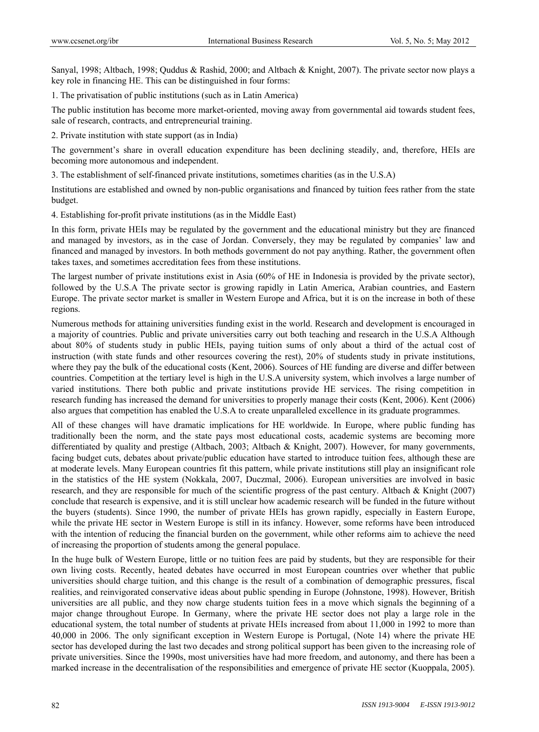Sanyal, 1998; Altbach, 1998; Quddus & Rashid, 2000; and Altbach & Knight, 2007). The private sector now plays a key role in financing HE. This can be distinguished in four forms:

1. The privatisation of public institutions (such as in Latin America)

The public institution has become more market-oriented, moving away from governmental aid towards student fees, sale of research, contracts, and entrepreneurial training.

2. Private institution with state support (as in India)

The government's share in overall education expenditure has been declining steadily, and, therefore, HEIs are becoming more autonomous and independent.

3. The establishment of self-financed private institutions, sometimes charities (as in the U.S.A)

Institutions are established and owned by non-public organisations and financed by tuition fees rather from the state budget.

4. Establishing for-profit private institutions (as in the Middle East)

In this form, private HEIs may be regulated by the government and the educational ministry but they are financed and managed by investors, as in the case of Jordan. Conversely, they may be regulated by companies' law and financed and managed by investors. In both methods government do not pay anything. Rather, the government often takes taxes, and sometimes accreditation fees from these institutions.

The largest number of private institutions exist in Asia (60% of HE in Indonesia is provided by the private sector), followed by the U.S.A The private sector is growing rapidly in Latin America, Arabian countries, and Eastern Europe. The private sector market is smaller in Western Europe and Africa, but it is on the increase in both of these regions.

Numerous methods for attaining universities funding exist in the world. Research and development is encouraged in a majority of countries. Public and private universities carry out both teaching and research in the U.S.A Although about 80% of students study in public HEIs, paying tuition sums of only about a third of the actual cost of instruction (with state funds and other resources covering the rest), 20% of students study in private institutions, where they pay the bulk of the educational costs (Kent, 2006). Sources of HE funding are diverse and differ between countries. Competition at the tertiary level is high in the U.S.A university system, which involves a large number of varied institutions. There both public and private institutions provide HE services. The rising competition in research funding has increased the demand for universities to properly manage their costs (Kent, 2006). Kent (2006) also argues that competition has enabled the U.S.A to create unparalleled excellence in its graduate programmes.

All of these changes will have dramatic implications for HE worldwide. In Europe, where public funding has traditionally been the norm, and the state pays most educational costs, academic systems are becoming more differentiated by quality and prestige (Altbach, 2003; Altbach & Knight, 2007). However, for many governments, facing budget cuts, debates about private/public education have started to introduce tuition fees, although these are at moderate levels. Many European countries fit this pattern, while private institutions still play an insignificant role in the statistics of the HE system (Nokkala, 2007, Duczmal, 2006). European universities are involved in basic research, and they are responsible for much of the scientific progress of the past century. Altbach & Knight (2007) conclude that research is expensive, and it is still unclear how academic research will be funded in the future without the buyers (students). Since 1990, the number of private HEIs has grown rapidly, especially in Eastern Europe, while the private HE sector in Western Europe is still in its infancy. However, some reforms have been introduced with the intention of reducing the financial burden on the government, while other reforms aim to achieve the need of increasing the proportion of students among the general populace.

In the huge bulk of Western Europe, little or no tuition fees are paid by students, but they are responsible for their own living costs. Recently, heated debates have occurred in most European countries over whether that public universities should charge tuition, and this change is the result of a combination of demographic pressures, fiscal realities, and reinvigorated conservative ideas about public spending in Europe (Johnstone, 1998). However, British universities are all public, and they now charge students tuition fees in a move which signals the beginning of a major change throughout Europe. In Germany, where the private HE sector does not play a large role in the educational system, the total number of students at private HEIs increased from about 11,000 in 1992 to more than 40,000 in 2006. The only significant exception in Western Europe is Portugal, (Note 14) where the private HE sector has developed during the last two decades and strong political support has been given to the increasing role of private universities. Since the 1990s, most universities have had more freedom, and autonomy, and there has been a marked increase in the decentralisation of the responsibilities and emergence of private HE sector (Kuoppala, 2005).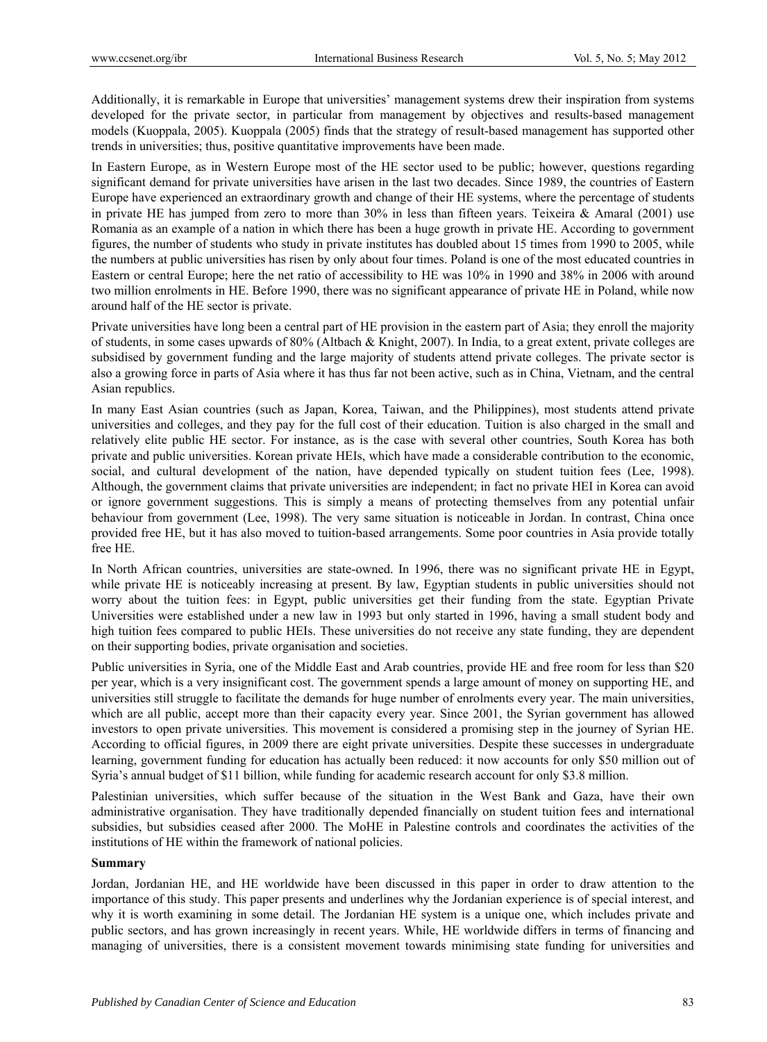Additionally, it is remarkable in Europe that universities' management systems drew their inspiration from systems developed for the private sector, in particular from management by objectives and results-based management models (Kuoppala, 2005). Kuoppala (2005) finds that the strategy of result-based management has supported other trends in universities; thus, positive quantitative improvements have been made.

In Eastern Europe, as in Western Europe most of the HE sector used to be public; however, questions regarding significant demand for private universities have arisen in the last two decades. Since 1989, the countries of Eastern Europe have experienced an extraordinary growth and change of their HE systems, where the percentage of students in private HE has jumped from zero to more than 30% in less than fifteen years. Teixeira & Amaral (2001) use Romania as an example of a nation in which there has been a huge growth in private HE. According to government figures, the number of students who study in private institutes has doubled about 15 times from 1990 to 2005, while the numbers at public universities has risen by only about four times. Poland is one of the most educated countries in Eastern or central Europe; here the net ratio of accessibility to HE was 10% in 1990 and 38% in 2006 with around two million enrolments in HE. Before 1990, there was no significant appearance of private HE in Poland, while now around half of the HE sector is private.

Private universities have long been a central part of HE provision in the eastern part of Asia; they enroll the majority of students, in some cases upwards of 80% (Altbach & Knight, 2007). In India, to a great extent, private colleges are subsidised by government funding and the large majority of students attend private colleges. The private sector is also a growing force in parts of Asia where it has thus far not been active, such as in China, Vietnam, and the central Asian republics.

In many East Asian countries (such as Japan, Korea, Taiwan, and the Philippines), most students attend private universities and colleges, and they pay for the full cost of their education. Tuition is also charged in the small and relatively elite public HE sector. For instance, as is the case with several other countries, South Korea has both private and public universities. Korean private HEIs, which have made a considerable contribution to the economic, social, and cultural development of the nation, have depended typically on student tuition fees (Lee, 1998). Although, the government claims that private universities are independent; in fact no private HEI in Korea can avoid or ignore government suggestions. This is simply a means of protecting themselves from any potential unfair behaviour from government (Lee, 1998). The very same situation is noticeable in Jordan. In contrast, China once provided free HE, but it has also moved to tuition-based arrangements. Some poor countries in Asia provide totally free HE.

In North African countries, universities are state-owned. In 1996, there was no significant private HE in Egypt, while private HE is noticeably increasing at present. By law, Egyptian students in public universities should not worry about the tuition fees: in Egypt, public universities get their funding from the state. Egyptian Private Universities were established under a new law in 1993 but only started in 1996, having a small student body and high tuition fees compared to public HEIs. These universities do not receive any state funding, they are dependent on their supporting bodies, private organisation and societies.

Public universities in Syria, one of the Middle East and Arab countries, provide HE and free room for less than $20 per year, which is a very insignificant cost. The government spends a large amount of money on supporting HE, and universities still struggle to facilitate the demands for huge number of enrolments every year. The main universities, which are all public, accept more than their capacity every year. Since 2001, the Syrian government has allowed investors to open private universities. This movement is considered a promising step in the journey of Syrian HE. According to official figures, in 2009 there are eight private universities. Despite these successes in undergraduate learning, government funding for education has actually been reduced: it now accounts for only $50 million out of Syria's annual budget of $11 billion, while funding for academic research account for only $3.8 million.

Palestinian universities, which suffer because of the situation in the West Bank and Gaza, have their own administrative organisation. They have traditionally depended financially on student tuition fees and international subsidies, but subsidies ceased after 2000. The MoHE in Palestine controls and coordinates the activities of the institutions of HE within the framework of national policies.

**Summary**

Jordan, Jordanian HE, and HE worldwide have been discussed in this paper in order to draw attention to the importance of this study. This paper presents and underlines why the Jordanian experience is of special interest, and why it is worth examining in some detail. The Jordanian HE system is a unique one, which includes private and public sectors, and has grown increasingly in recent years. While, HE worldwide differs in terms of financing and managing of universities, there is a consistent movement towards minimising state funding for universities and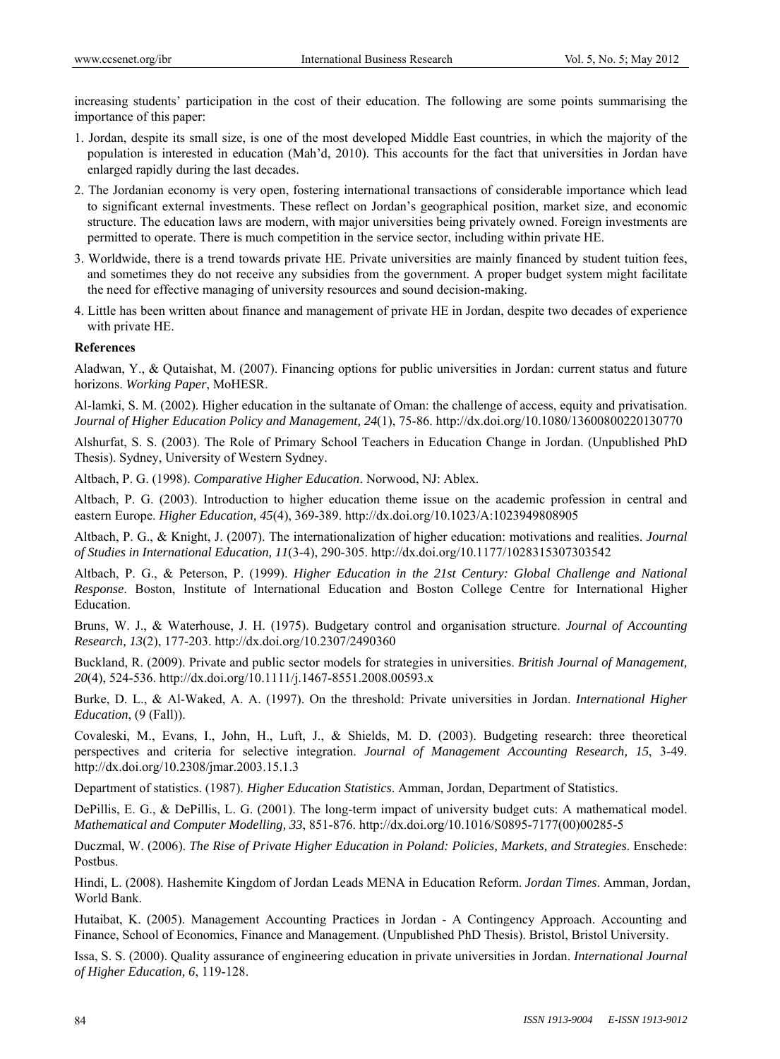increasing students' participation in the cost of their education. The following are some points summarising the importance of this paper:

1. Jordan, despite its small size, is one of the most developed Middle East countries, in which the majority of the population is interested in education (Mah'd, 2010). This accounts for the fact that universities in Jordan have enlarged rapidly during the last decades.
2. The Jordanian economy is very open, fostering international transactions of considerable importance which lead to significant external investments. These reflect on Jordan's geographical position, market size, and economic structure. The education laws are modern, with major universities being privately owned. Foreign investments are permitted to operate. There is much competition in the service sector, including within private HE.
3. Worldwide, there is a trend towards private HE. Private universities are mainly financed by student tuition fees, and sometimes they do not receive any subsidies from the government. A proper budget system might facilitate the need for effective managing of university resources and sound decision-making.
4. Little has been written about finance and management of private HE in Jordan, despite two decades of experience with private HE.

**References**

Aladwan, Y., & Qutaishat, M. (2007). Financing options for public universities in Jordan: current status and future horizons. *Working Paper*, MoHESR.

Al-lamki, S. M. (2002). Higher education in the sultanate of Oman: the challenge of access, equity and privatisation. *Journal of Higher Education Policy and Management, 24*(1), 75-86. http://dx.doi.org/10.1080/13600800220130770

Alshurfat, S. S. (2003). The Role of Primary School Teachers in Education Change in Jordan. (Unpublished PhD Thesis). Sydney, University of Western Sydney.

Altbach, P. G. (1998). *Comparative Higher Education*. Norwood, NJ: Ablex.

Altbach, P. G. (2003). Introduction to higher education theme issue on the academic profession in central and eastern Europe. *Higher Education, 45*(4), 369-389. http://dx.doi.org/10.1023/A:1023949808905

Altbach, P. G., & Knight, J. (2007). The internationalization of higher education: motivations and realities. *Journal of Studies in International Education, 11*(3-4), 290-305. http://dx.doi.org/10.1177/1028315307303542

Altbach, P. G., & Peterson, P. (1999). *Higher Education in the 21st Century: Global Challenge and National Response*. Boston, Institute of International Education and Boston College Centre for International Higher Education.

Bruns, W. J., & Waterhouse, J. H. (1975). Budgetary control and organisation structure. *Journal of Accounting Research, 13*(2), 177-203. http://dx.doi.org/10.2307/2490360

Buckland, R. (2009). Private and public sector models for strategies in universities. *British Journal of Management, 20*(4), 524-536. http://dx.doi.org/10.1111/j.1467-8551.2008.00593.x

Burke, D. L., & Al-Waked, A. A. (1997). On the threshold: Private universities in Jordan. *International Higher Education*, (9 (Fall)).

Covaleski, M., Evans, I., John, H., Luft, J., & Shields, M. D. (2003). Budgeting research: three theoretical perspectives and criteria for selective integration. *Journal of Management Accounting Research, 15*, 3-49. http://dx.doi.org/10.2308/jmar.2003.15.1.3

Department of statistics. (1987). *Higher Education Statistics*. Amman, Jordan, Department of Statistics.

DePillis, E. G., & DePillis, L. G. (2001). The long-term impact of university budget cuts: A mathematical model. *Mathematical and Computer Modelling, 33*, 851-876. http://dx.doi.org/10.1016/S0895-7177(00)00285-5

Duczmal, W. (2006). *The Rise of Private Higher Education in Poland: Policies, Markets, and Strategies*. Enschede: Postbus.

Hindi, L. (2008). Hashemite Kingdom of Jordan Leads MENA in Education Reform. *Jordan Times*. Amman, Jordan, World Bank.

Hutaibat, K. (2005). Management Accounting Practices in Jordan - A Contingency Approach. Accounting and Finance, School of Economics, Finance and Management. (Unpublished PhD Thesis). Bristol, Bristol University.

Issa, S. S. (2000). Quality assurance of engineering education in private universities in Jordan. *International Journal of Higher Education, 6*, 119-128.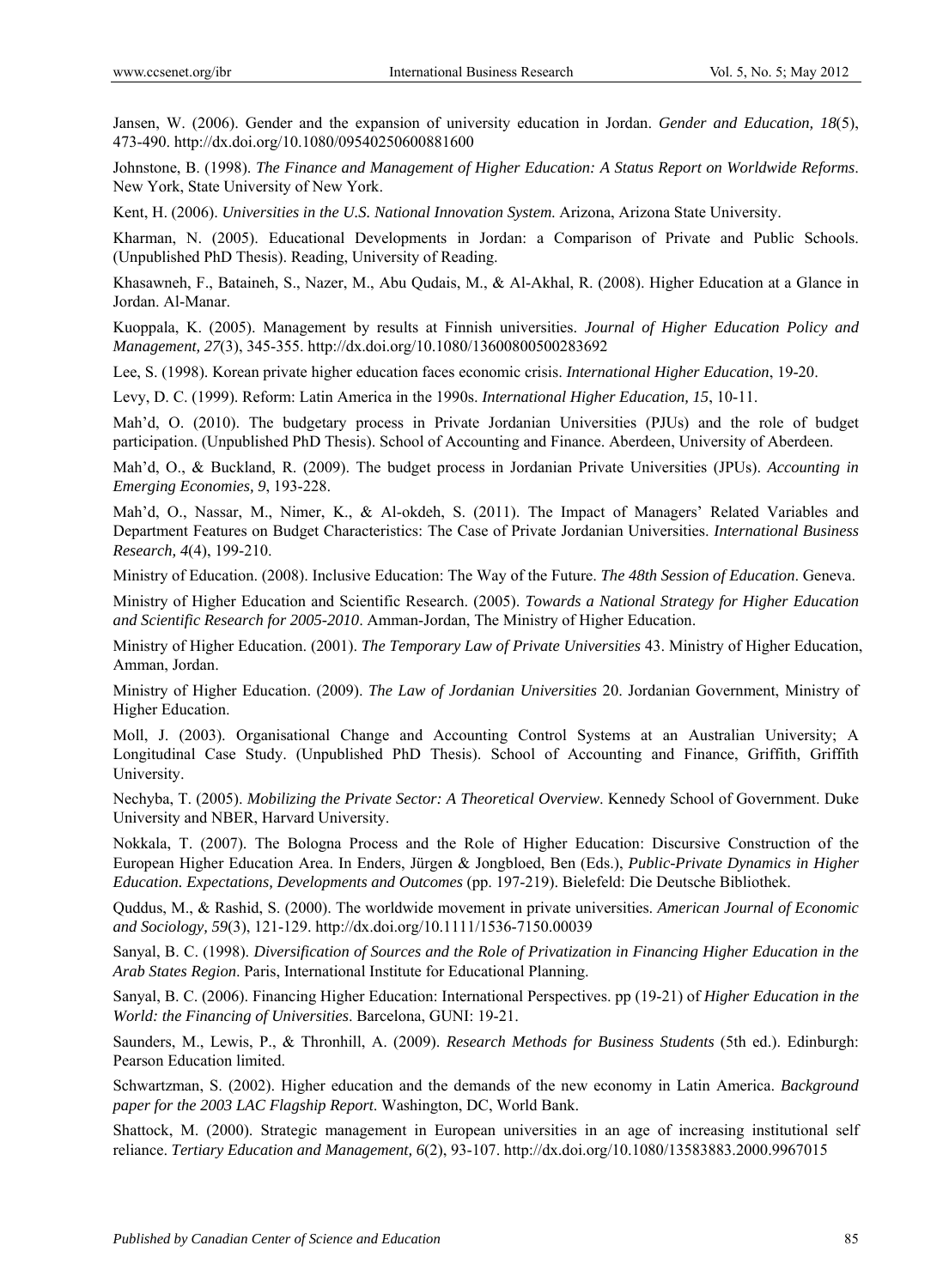Jansen, W. (2006). Gender and the expansion of university education in Jordan. *Gender and Education, 18*(5), 473-490. http://dx.doi.org/10.1080/09540250600881600

Johnstone, B. (1998). *The Finance and Management of Higher Education: A Status Report on Worldwide Reforms*. New York, State University of New York.

Kent, H. (2006). *Universities in the U.S. National Innovation System*. Arizona, Arizona State University.

Kharman, N. (2005). Educational Developments in Jordan: a Comparison of Private and Public Schools. (Unpublished PhD Thesis). Reading, University of Reading.

Khasawneh, F., Bataineh, S., Nazer, M., Abu Qudais, M., & Al-Akhal, R. (2008). Higher Education at a Glance in Jordan. Al-Manar.

Kuoppala, K. (2005). Management by results at Finnish universities. *Journal of Higher Education Policy and Management, 27*(3), 345-355. http://dx.doi.org/10.1080/13600800500283692

Lee, S. (1998). Korean private higher education faces economic crisis. *International Higher Education*, 19-20.

Levy, D. C. (1999). Reform: Latin America in the 1990s. *International Higher Education, 15*, 10-11.

Mah'd, O. (2010). The budgetary process in Private Jordanian Universities (PJUs) and the role of budget participation. (Unpublished PhD Thesis). School of Accounting and Finance. Aberdeen, University of Aberdeen.

Mah'd, O., & Buckland, R. (2009). The budget process in Jordanian Private Universities (JPUs). *Accounting in Emerging Economies, 9*, 193-228.

Mah'd, O., Nassar, M., Nimer, K., & Al-okdeh, S. (2011). The Impact of Managers' Related Variables and Department Features on Budget Characteristics: The Case of Private Jordanian Universities. *International Business Research, 4*(4), 199-210.

Ministry of Education. (2008). Inclusive Education: The Way of the Future. *The 48th Session of Education*. Geneva.

Ministry of Higher Education and Scientific Research. (2005). *Towards a National Strategy for Higher Education and Scientific Research for 2005-2010*. Amman-Jordan, The Ministry of Higher Education.

Ministry of Higher Education. (2001). *The Temporary Law of Private Universities* 43. Ministry of Higher Education, Amman, Jordan.

Ministry of Higher Education. (2009). *The Law of Jordanian Universities* 20. Jordanian Government, Ministry of Higher Education.

Moll, J. (2003). Organisational Change and Accounting Control Systems at an Australian University; A Longitudinal Case Study. (Unpublished PhD Thesis). School of Accounting and Finance, Griffith, Griffith University.

Nechyba, T. (2005). *Mobilizing the Private Sector: A Theoretical Overview*. Kennedy School of Government. Duke University and NBER, Harvard University.

Nokkala, T. (2007). The Bologna Process and the Role of Higher Education: Discursive Construction of the European Higher Education Area. In Enders, Jürgen & Jongbloed, Ben (Eds.), *Public-Private Dynamics in Higher Education. Expectations, Developments and Outcomes* (pp. 197-219). Bielefeld: Die Deutsche Bibliothek.

Quddus, M., & Rashid, S. (2000). The worldwide movement in private universities. *American Journal of Economic and Sociology, 59*(3), 121-129. http://dx.doi.org/10.1111/1536-7150.00039

Sanyal, B. C. (1998). *Diversification of Sources and the Role of Privatization in Financing Higher Education in the Arab States Region*. Paris, International Institute for Educational Planning.

Sanyal, B. C. (2006). Financing Higher Education: International Perspectives. pp (19-21) of *Higher Education in the World: the Financing of Universities*. Barcelona, GUNI: 19-21.

Saunders, M., Lewis, P., & Thronhill, A. (2009). *Research Methods for Business Students* (5th ed.). Edinburgh: Pearson Education limited.

Schwartzman, S. (2002). Higher education and the demands of the new economy in Latin America. *Background paper for the 2003 LAC Flagship Report*. Washington, DC, World Bank.

Shattock, M. (2000). Strategic management in European universities in an age of increasing institutional self reliance. *Tertiary Education and Management, 6*(2), 93-107. http://dx.doi.org/10.1080/13583883.2000.9967015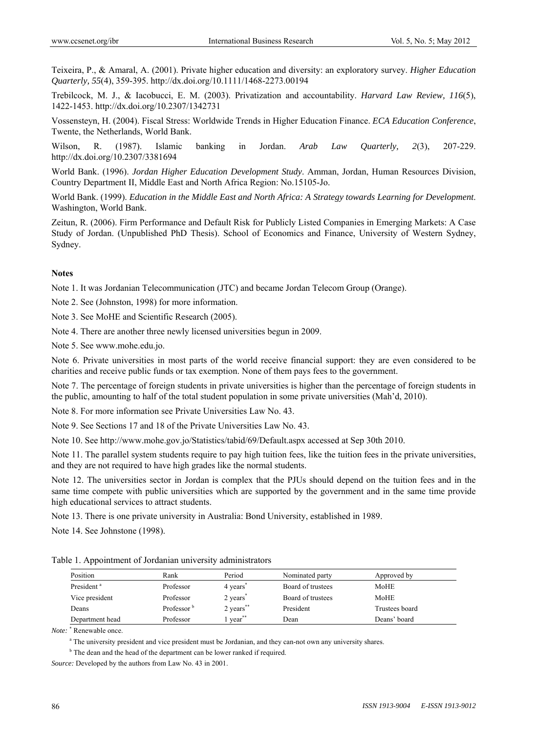Teixeira, P., & Amaral, A. (2001). Private higher education and diversity: an exploratory survey. *Higher Education Quarterly, 55*(4), 359-395. http://dx.doi.org/10.1111/1468-2273.00194

Trebilcock, M. J., & Iacobucci, E. M. (2003). Privatization and accountability. *Harvard Law Review, 116*(5), 1422-1453. http://dx.doi.org/10.2307/1342731

Vossensteyn, H. (2004). Fiscal Stress: Worldwide Trends in Higher Education Finance. *ECA Education Conference*, Twente, the Netherlands, World Bank.

Wilson, R. (1987). Islamic banking in Jordan. *Arab Law Quarterly, 2*(3), 207-229. http://dx.doi.org/10.2307/3381694

World Bank. (1996). *Jordan Higher Education Development Study*. Amman, Jordan, Human Resources Division, Country Department II, Middle East and North Africa Region: No.15105-Jo.

World Bank. (1999). *Education in the Middle East and North Africa: A Strategy towards Learning for Development*. Washington, World Bank.

Zeitun, R. (2006). Firm Performance and Default Risk for Publicly Listed Companies in Emerging Markets: A Case Study of Jordan. (Unpublished PhD Thesis). School of Economics and Finance, University of Western Sydney, Sydney.

**Notes**

Note 1. It was Jordanian Telecommunication (JTC) and became Jordan Telecom Group (Orange).

Note 2. See (Johnston, 1998) for more information.

Note 3. See MoHE and Scientific Research (2005).

Note 4. There are another three newly licensed universities begun in 2009.

Note 5. See www.mohe.edu.jo.

Note 6. Private universities in most parts of the world receive financial support: they are even considered to be charities and receive public funds or tax exemption. None of them pays fees to the government.

Note 7. The percentage of foreign students in private universities is higher than the percentage of foreign students in the public, amounting to half of the total student population in some private universities (Mah'd, 2010).

Note 8. For more information see Private Universities Law No. 43.

Note 9. See Sections 17 and 18 of the Private Universities Law No. 43.

Note 10. See http://www.mohe.gov.jo/Statistics/tabid/69/Default.aspx accessed at Sep 30th 2010.

Note 11. The parallel system students require to pay high tuition fees, like the tuition fees in the private universities, and they are not required to have high grades like the normal students.

Note 12. The universities sector in Jordan is complex that the PJUs should depend on the tuition fees and in the same time compete with public universities which are supported by the government and in the same time provide high educational services to attract students.

Note 13. There is one private university in Australia: Bond University, established in 1989.

Note 14. See Johnstone (1998).

Table 1. Appointment of Jordanian university administrators

| Position | Rank | Period | Nominated party | Approved by |
|---|---|---|---|---|
| President [a] | Professor | 4 years* | Board of trustees | MoHE |
| Vice president | Professor | 2 years* | Board of trustees | MoHE |
| Deans | Professor [b] | 2 years** | President | Trustees board |
| Department head | Professor | 1 year** | Dean | Deans' board |

*Note:* * Renewable once.

[a] The university president and vice president must be Jordanian, and they can-not own any university shares.

[b] The dean and the head of the department can be lower ranked if required.

*Source:* Developed by the authors from Law No. 43 in 2001.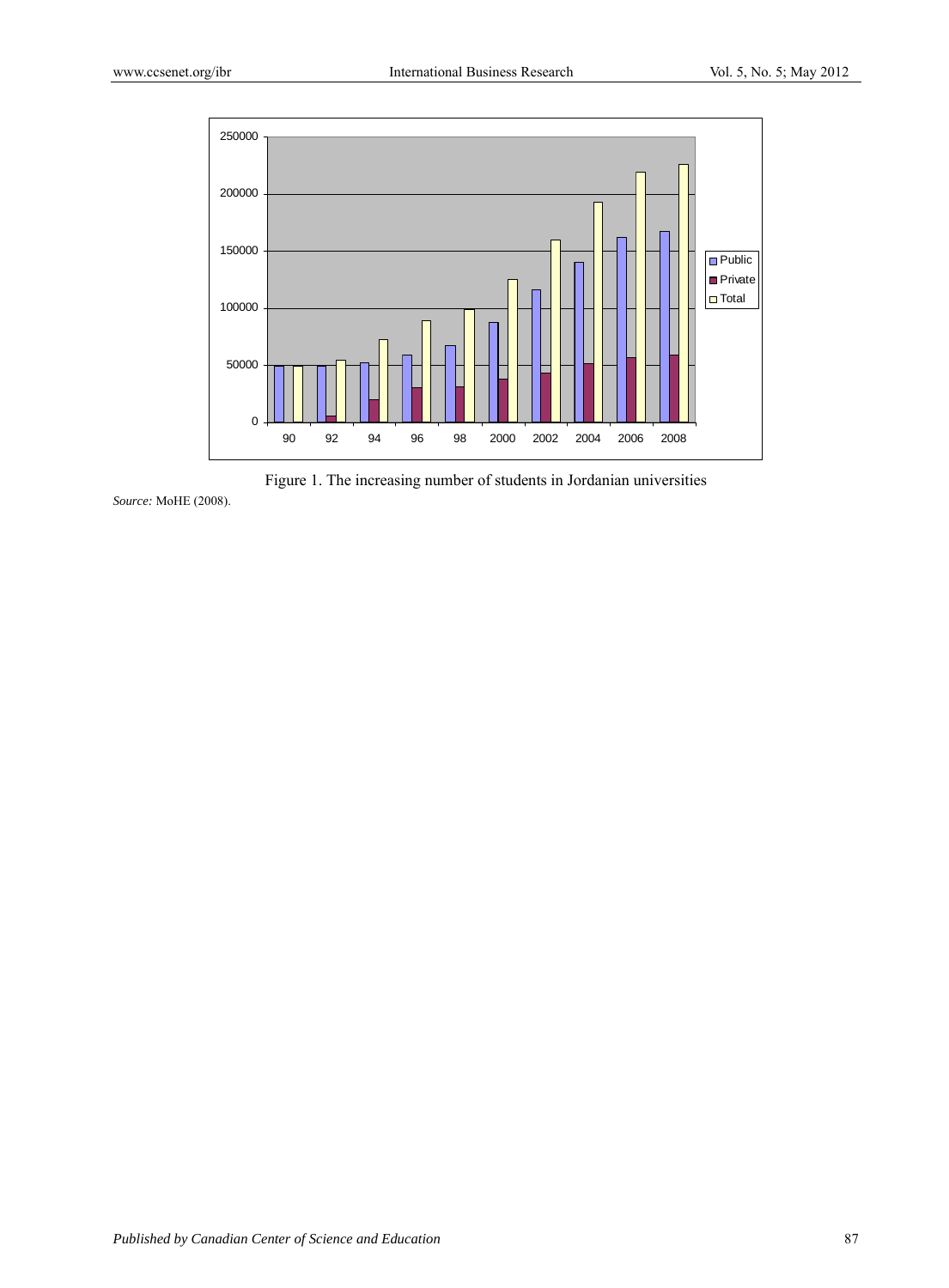250000
200000
150000
100000
50000
0

90 92 94 96 98 2000 2002 2004 2006 2008

Public
Private
Total

Figure 1. The increasing number of students in Jordanian universities

*Source:* MoHE (2008).